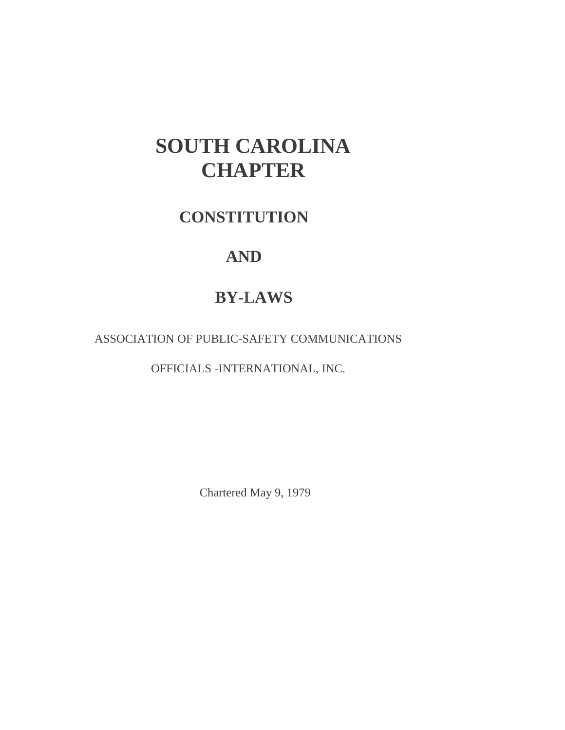# SOUTH CAROLINA CHAPTER

## CONSTITUTION

## AND

## BY-LAWS

ASSOCIATION OF PUBLIC-SAFETY COMMUNICATIONS

OFFICIALS -INTERNATIONAL, INC.

Chartered May 9, 1979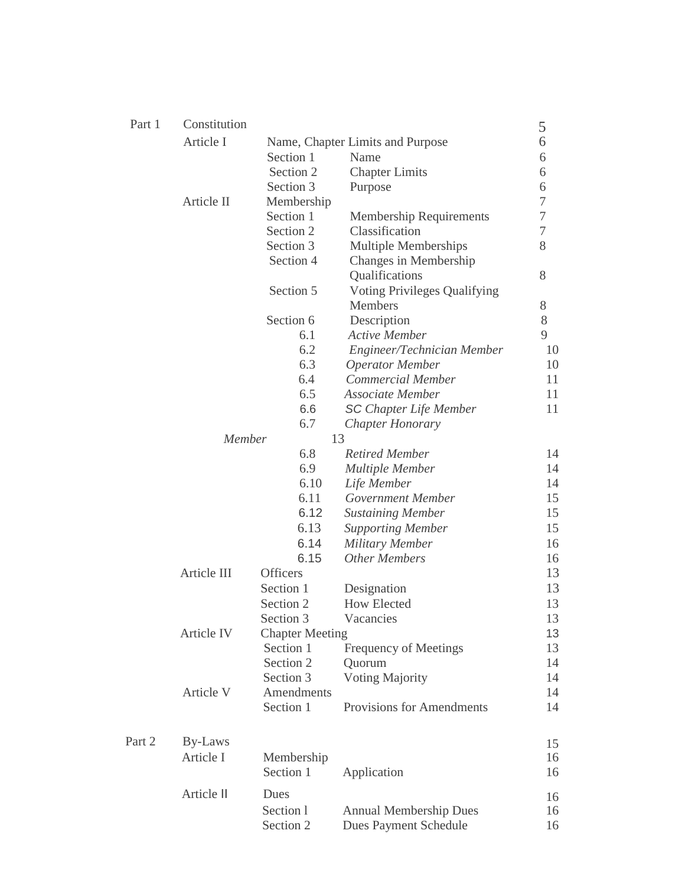| | | | | |
|---|---|---|---|---|
| Part 1 | Constitution | | | 5 |
| | Article I | Name, Chapter Limits and Purpose | | 6 |
| | | Section 1 | Name | 6 |
| | | Section 2 | Chapter Limits | 6 |
| | | Section 3 | Purpose | 6 |
| | Article II | Membership | | 7 |
| | | Section 1 | Membership Requirements | 7 |
| | | Section 2 | Classification | 7 |
| | | Section 3 | Multiple Memberships | 8 |
| | | Section 4 | Changes in Membership Qualifications | 8 |
| | | Section 5 | Voting Privileges Qualifying Members | 8 |
| | | Section 6 | Description | 8 |
| | | 6.1 | *Active Member* | 9 |
| | | 6.2 | *Engineer/Technician Member* | 10 |
| | | 6.3 | *Operator Member* | 10 |
| | | 6.4 | *Commercial Member* | 11 |
| | | 6.5 | *Associate Member* | 11 |
| | | 6.6 | *SC Chapter Life Member* | 11 |
| | | 6.7 | *Chapter Honorary Member* | 13 |
| | | 6.8 | *Retired Member* | 14 |
| | | 6.9 | *Multiple Member* | 14 |
| | | 6.10 | *Life Member* | 14 |
| | | 6.11 | *Government Member* | 15 |
| | | 6.12 | *Sustaining Member* | 15 |
| | | 6.13 | *Supporting Member* | 15 |
| | | 6.14 | *Military Member* | 16 |
| | | 6.15 | *Other Members* | 16 |
| | Article III | Officers | | 13 |
| | | Section 1 | Designation | 13 |
| | | Section 2 | How Elected | 13 |
| | | Section 3 | Vacancies | 13 |
| | Article IV | Chapter Meeting | | 13 |
| | | Section 1 | Frequency of Meetings | 13 |
| | | Section 2 | Quorum | 14 |
| | | Section 3 | Voting Majority | 14 |
| | Article V | Amendments | | 14 |
| | | Section 1 | Provisions for Amendments | 14 |
| Part 2 | By-Laws | | | 15 |
| | Article I | Membership | | 16 |
| | | Section 1 | Application | 16 |
| | Article II | Dues | | 16 |
| | | Section l | Annual Membership Dues | 16 |
| | | Section 2 | Dues Payment Schedule | 16 |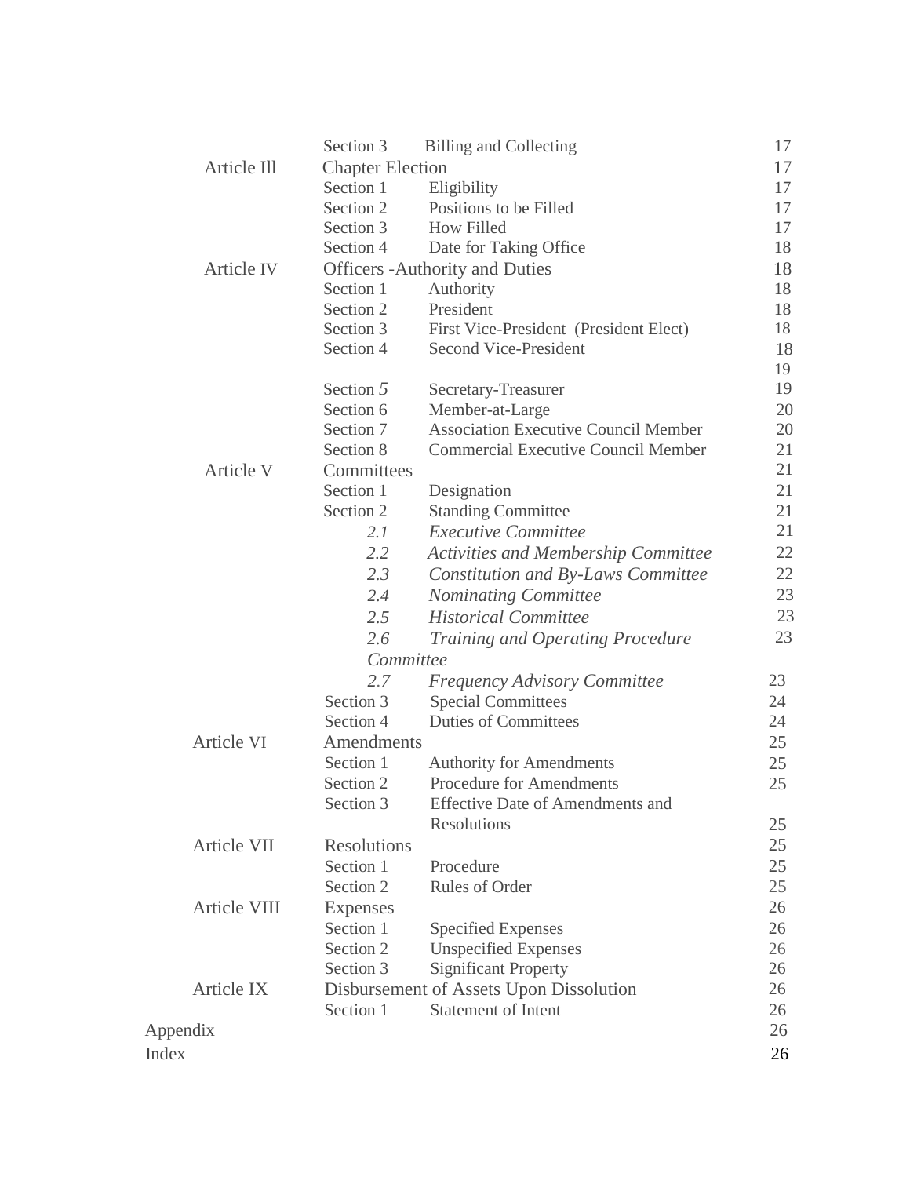| | | | |
|---|---|---|---|
| | Section 3 | Billing and Collecting | 17 |
| Article Ill | Chapter Election | | 17 |
| | Section 1 | Eligibility | 17 |
| | Section 2 | Positions to be Filled | 17 |
| | Section 3 | How Filled | 17 |
| | Section 4 | Date for Taking Office | 18 |
| Article IV | Officers -Authority and Duties | | 18 |
| | Section 1 | Authority | 18 |
| | Section 2 | President | 18 |
| | Section 3 | First Vice-President (President Elect) | 18 |
| | Section 4 | Second Vice-President | 18 |
| | | | 19 |
| | Section 5 | Secretary-Treasurer | 19 |
| | Section 6 | Member-at-Large | 20 |
| | Section 7 | Association Executive Council Member | 20 |
| | Section 8 | Commercial Executive Council Member | 21 |
| Article V | Committees | | 21 |
| | Section 1 | Designation | 21 |
| | Section 2 | Standing Committee | 21 |
| | *2.1* | *Executive Committee* | 21 |
| | *2.2* | *Activities and Membership Committee* | 22 |
| | *2.3* | *Constitution and By-Laws Committee* | 22 |
| | *2.4* | *Nominating Committee* | 23 |
| | *2.5* | *Historical Committee* | 23 |
| | *2.6* | *Training and Operating Procedure Committee* | 23 |
| | *2.7* | *Frequency Advisory Committee* | 23 |
| | Section 3 | Special Committees | 24 |
| | Section 4 | Duties of Committees | 24 |
| Article VI | Amendments | | 25 |
| | Section 1 | Authority for Amendments | 25 |
| | Section 2 | Procedure for Amendments | 25 |
| | Section 3 | Effective Date of Amendments and Resolutions | 25 |
| Article VII | Resolutions | | 25 |
| | Section 1 | Procedure | 25 |
| | Section 2 | Rules of Order | 25 |
| Article VIII | Expenses | | 26 |
| | Section 1 | Specified Expenses | 26 |
| | Section 2 | Unspecified Expenses | 26 |
| | Section 3 | Significant Property | 26 |
| Article IX | Disbursement of Assets Upon Dissolution | | 26 |
| | Section 1 | Statement of Intent | 26 |
| Appendix | | | 26 |
| Index | | | 26 |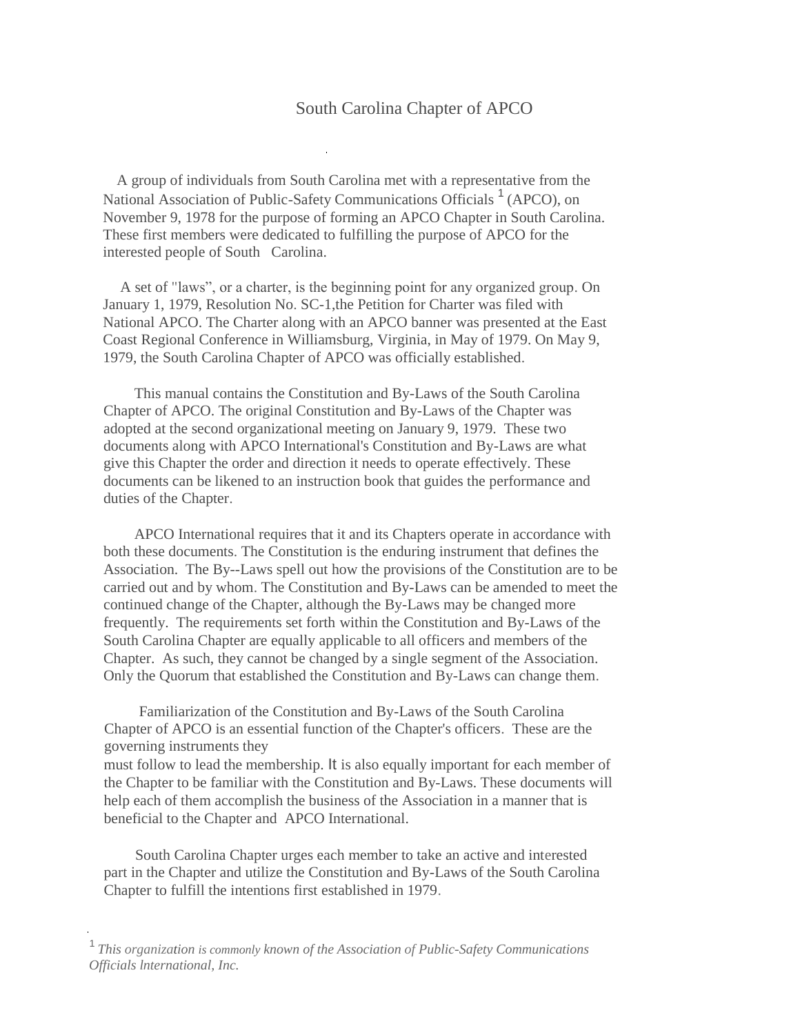# South Carolina Chapter of APCO

A group of individuals from South Carolina met with a representative from the National Association of Public-Safety Communications Officials [1] (APCO), on November 9, 1978 for the purpose of forming an APCO Chapter in South Carolina. These first members were dedicated to fulfilling the purpose of APCO for the interested people of South Carolina.

A set of "laws", or a charter, is the beginning point for any organized group. On January 1, 1979, Resolution No. SC-1,the Petition for Charter was filed with National APCO. The Charter along with an APCO banner was presented at the East Coast Regional Conference in Williamsburg, Virginia, in May of 1979. On May 9, 1979, the South Carolina Chapter of APCO was officially established.

This manual contains the Constitution and By-Laws of the South Carolina Chapter of APCO. The original Constitution and By-Laws of the Chapter was adopted at the second organizational meeting on January 9, 1979. These two documents along with APCO International's Constitution and By-Laws are what give this Chapter the order and direction it needs to operate effectively. These documents can be likened to an instruction book that guides the performance and duties of the Chapter.

APCO International requires that it and its Chapters operate in accordance with both these documents. The Constitution is the enduring instrument that defines the Association. The By--Laws spell out how the provisions of the Constitution are to be carried out and by whom. The Constitution and By-Laws can be amended to meet the continued change of the Chapter, although the By-Laws may be changed more frequently. The requirements set forth within the Constitution and By-Laws of the South Carolina Chapter are equally applicable to all officers and members of the Chapter. As such, they cannot be changed by a single segment of the Association. Only the Quorum that established the Constitution and By-Laws can change them.

Familiarization of the Constitution and By-Laws of the South Carolina Chapter of APCO is an essential function of the Chapter's officers. These are the governing instruments they must follow to lead the membership. It is also equally important for each member of the Chapter to be familiar with the Constitution and By-Laws. These documents will help each of them accomplish the business of the Association in a manner that is beneficial to the Chapter and APCO International.

South Carolina Chapter urges each member to take an active and interested part in the Chapter and utilize the Constitution and By-Laws of the South Carolina Chapter to fulfill the intentions first established in 1979.

[1] *This organization is commonly known of the Association of Public-Safety Communications Officials lnternational, Inc.*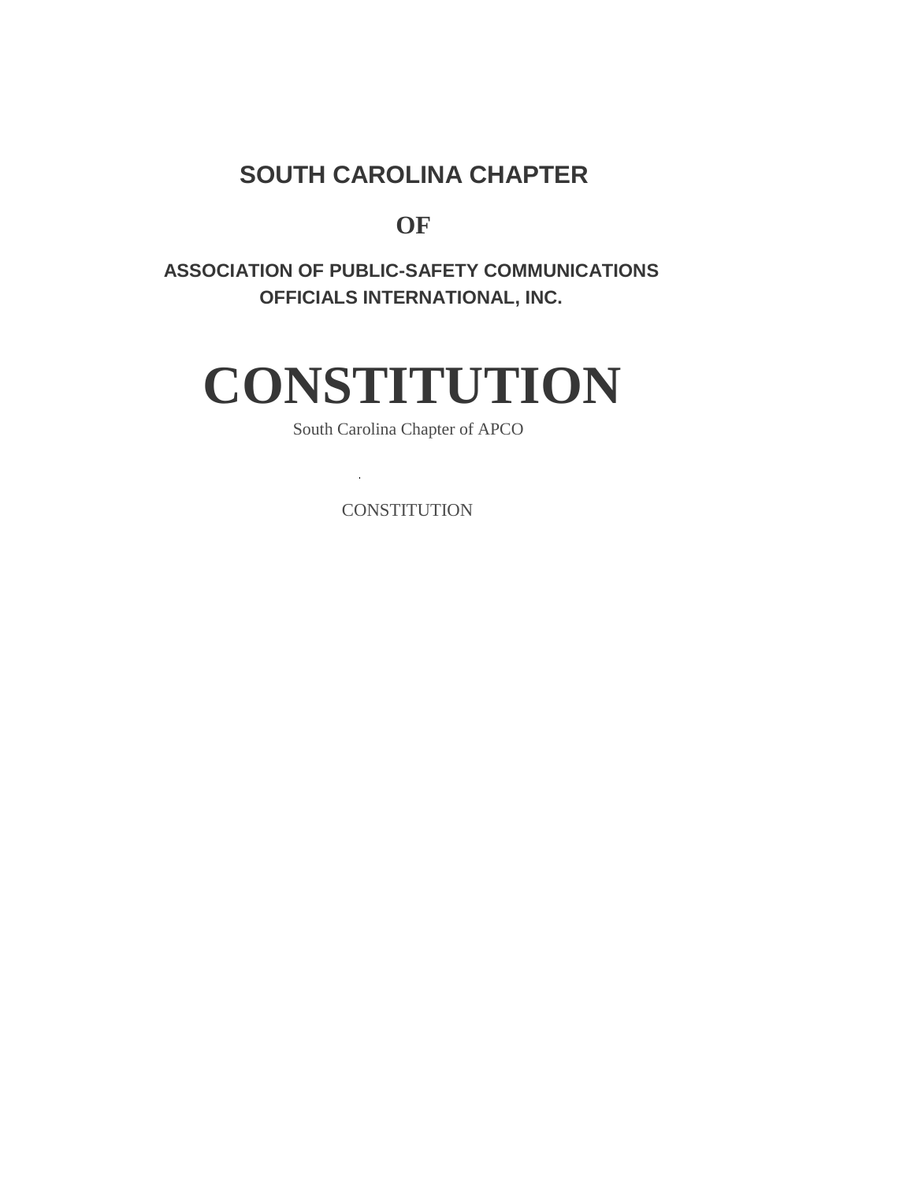**SOUTH CAROLINA CHAPTER**

**OF**

**ASSOCIATION OF PUBLIC-SAFETY COMMUNICATIONS OFFICIALS INTERNATIONAL, INC.**

# CONSTITUTION

South Carolina Chapter of APCO

CONSTITUTION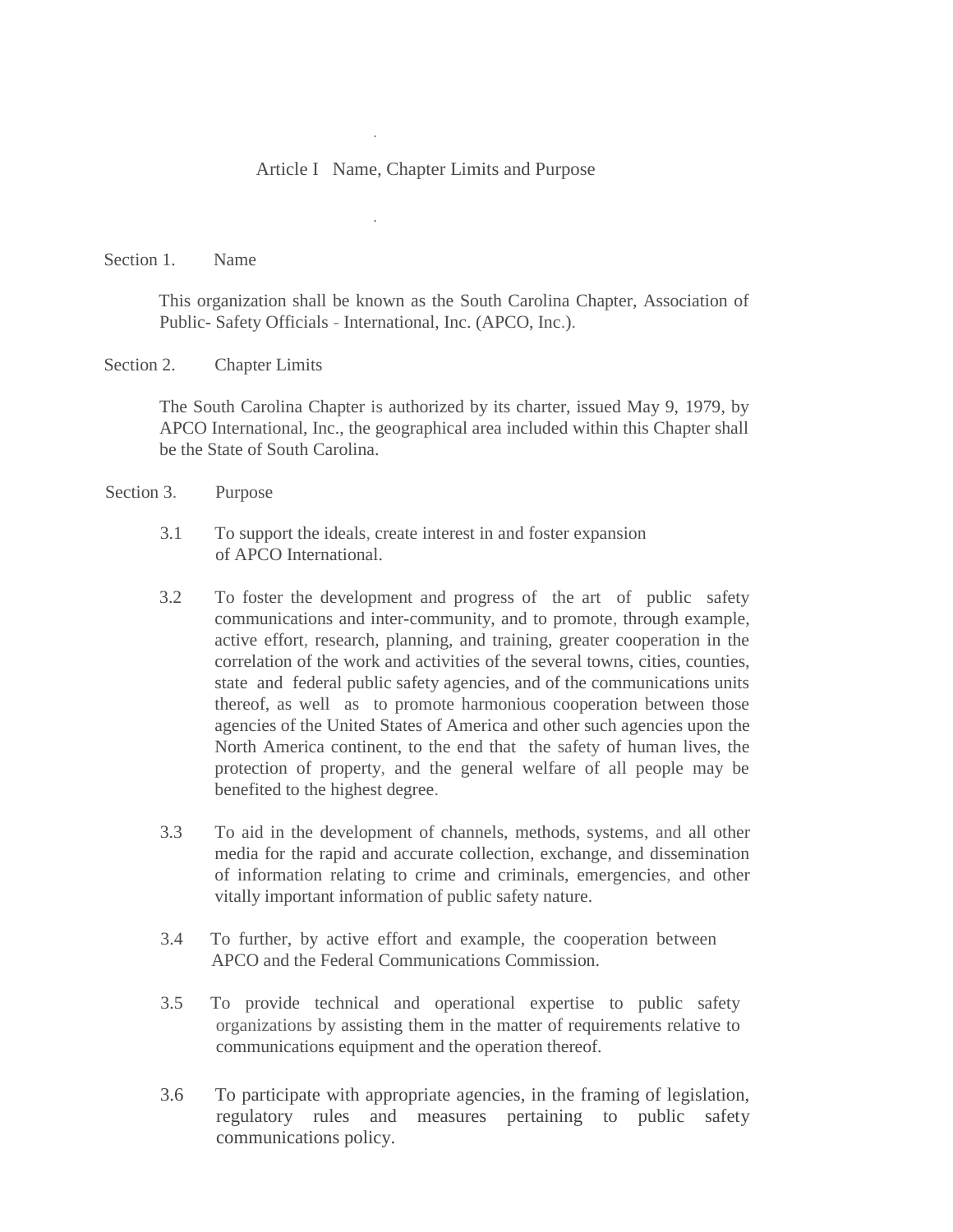# Article I Name, Chapter Limits and Purpose

Section 1. Name

This organization shall be known as the South Carolina Chapter, Association of Public- Safety Officials - International, Inc. (APCO, Inc.).

Section 2. Chapter Limits

The South Carolina Chapter is authorized by its charter, issued May 9, 1979, by APCO International, Inc., the geographical area included within this Chapter shall be the State of South Carolina.

Section 3. Purpose

3.1 To support the ideals, create interest in and foster expansion of APCO International.

3.2 To foster the development and progress of the art of public safety communications and inter-community, and to promote, through example, active effort, research, planning, and training, greater cooperation in the correlation of the work and activities of the several towns, cities, counties, state and federal public safety agencies, and of the communications units thereof, as well as to promote harmonious cooperation between those agencies of the United States of America and other such agencies upon the North America continent, to the end that the safety of human lives, the protection of property, and the general welfare of all people may be benefited to the highest degree.

3.3 To aid in the development of channels, methods, systems, and all other media for the rapid and accurate collection, exchange, and dissemination of information relating to crime and criminals, emergencies, and other vitally important information of public safety nature.

3.4 To further, by active effort and example, the cooperation between APCO and the Federal Communications Commission.

3.5 To provide technical and operational expertise to public safety organizations by assisting them in the matter of requirements relative to communications equipment and the operation thereof.

3.6 To participate with appropriate agencies, in the framing of legislation, regulatory rules and measures pertaining to public safety communications policy.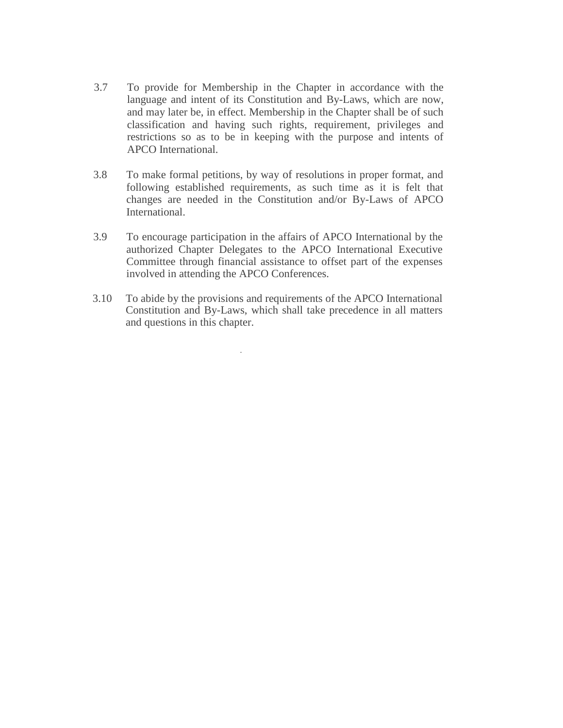3.7 To provide for Membership in the Chapter in accordance with the language and intent of its Constitution and By-Laws, which are now, and may later be, in effect. Membership in the Chapter shall be of such classification and having such rights, requirement, privileges and restrictions so as to be in keeping with the purpose and intents of APCO International.

3.8 To make formal petitions, by way of resolutions in proper format, and following established requirements, as such time as it is felt that changes are needed in the Constitution and/or By-Laws of APCO International.

3.9 To encourage participation in the affairs of APCO International by the authorized Chapter Delegates to the APCO International Executive Committee through financial assistance to offset part of the expenses involved in attending the APCO Conferences.

3.10 To abide by the provisions and requirements of the APCO International Constitution and By-Laws, which shall take precedence in all matters and questions in this chapter.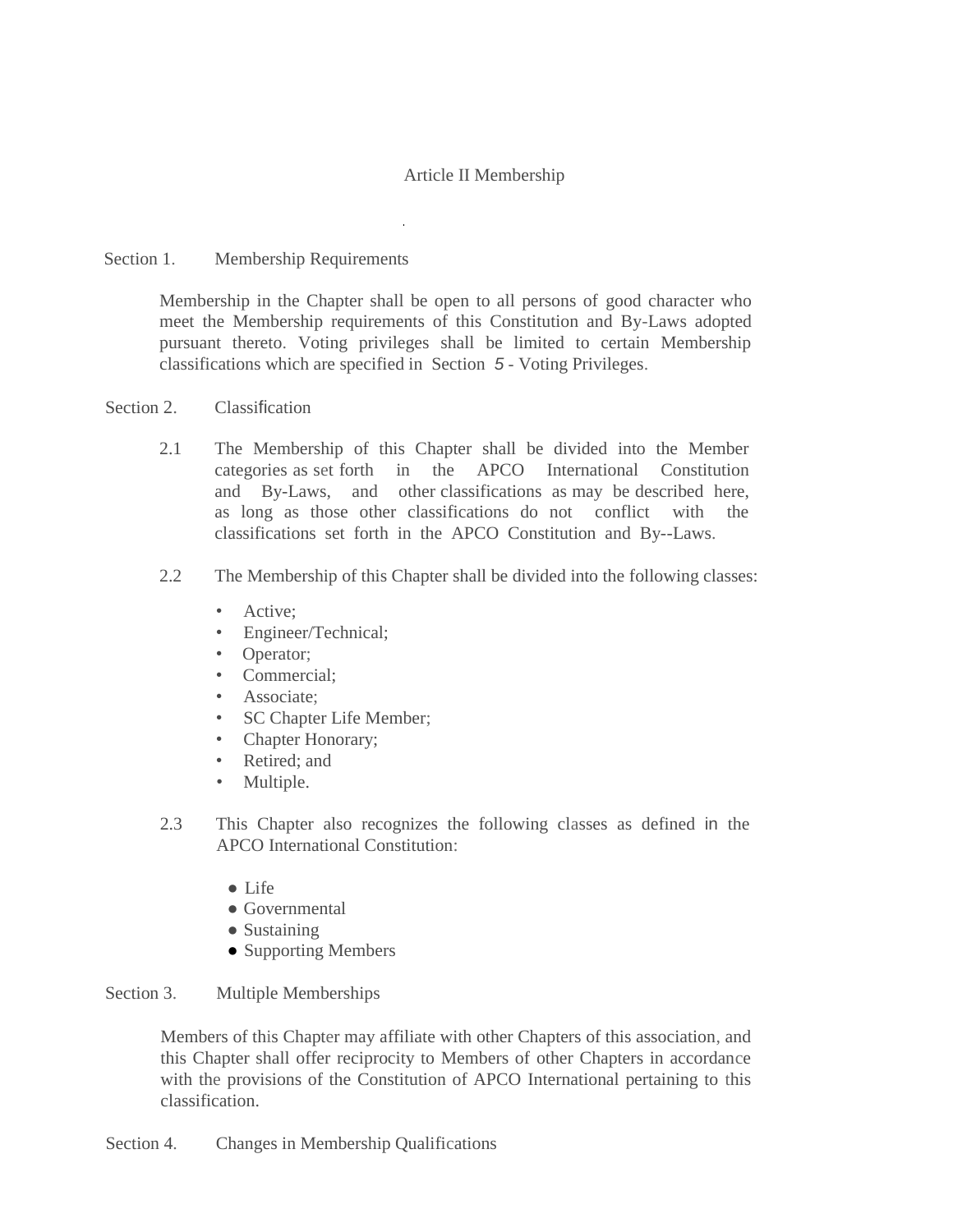# Article II Membership

## Section 1. Membership Requirements

Membership in the Chapter shall be open to all persons of good character who meet the Membership requirements of this Constitution and By-Laws adopted pursuant thereto. Voting privileges shall be limited to certain Membership classifications which are specified in Section 5 - Voting Privileges.

## Section 2. Classification

2.1 The Membership of this Chapter shall be divided into the Member categories as set forth in the APCO International Constitution and By-Laws, and other classifications as may be described here, as long as those other classifications do not conflict with the classifications set forth in the APCO Constitution and By--Laws.

2.2 The Membership of this Chapter shall be divided into the following classes:

- Active;
- Engineer/Technical;
- Operator;
- Commercial;
- Associate;
- SC Chapter Life Member;
- Chapter Honorary;
- Retired; and
- Multiple.

2.3 This Chapter also recognizes the following classes as defined in the APCO International Constitution:

- Life
- Governmental
- Sustaining
- Supporting Members

## Section 3. Multiple Memberships

Members of this Chapter may affiliate with other Chapters of this association, and this Chapter shall offer reciprocity to Members of other Chapters in accordance with the provisions of the Constitution of APCO International pertaining to this classification.

## Section 4. Changes in Membership Qualifications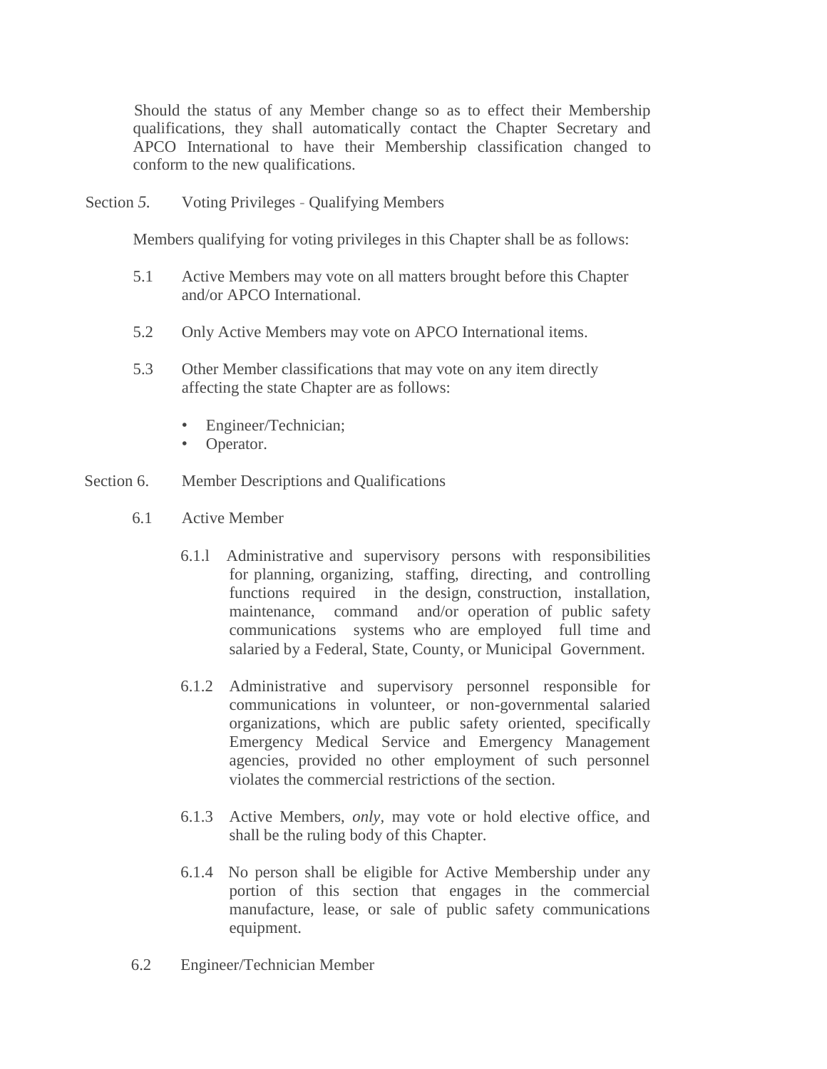Should the status of any Member change so as to effect their Membership qualifications, they shall automatically contact the Chapter Secretary and APCO International to have their Membership classification changed to conform to the new qualifications.

Section *5.* Voting Privileges - Qualifying Members

Members qualifying for voting privileges in this Chapter shall be as follows:

5.1 Active Members may vote on all matters brought before this Chapter and/or APCO International.

5.2 Only Active Members may vote on APCO International items.

5.3 Other Member classifications that may vote on any item directly affecting the state Chapter are as follows:

- Engineer/Technician;
- Operator.

Section 6. Member Descriptions and Qualifications

6.1 Active Member

6.1.l Administrative and supervisory persons with responsibilities for planning, organizing, staffing, directing, and controlling functions required in the design, construction, installation, maintenance, command and/or operation of public safety communications systems who are employed full time and salaried by a Federal, State, County, or Municipal Government.

6.1.2 Administrative and supervisory personnel responsible for communications in volunteer, or non-governmental salaried organizations, which are public safety oriented, specifically Emergency Medical Service and Emergency Management agencies, provided no other employment of such personnel violates the commercial restrictions of the section.

6.1.3 Active Members, *only*, may vote or hold elective office, and shall be the ruling body of this Chapter.

6.1.4 No person shall be eligible for Active Membership under any portion of this section that engages in the commercial manufacture, lease, or sale of public safety communications equipment.

6.2 Engineer/Technician Member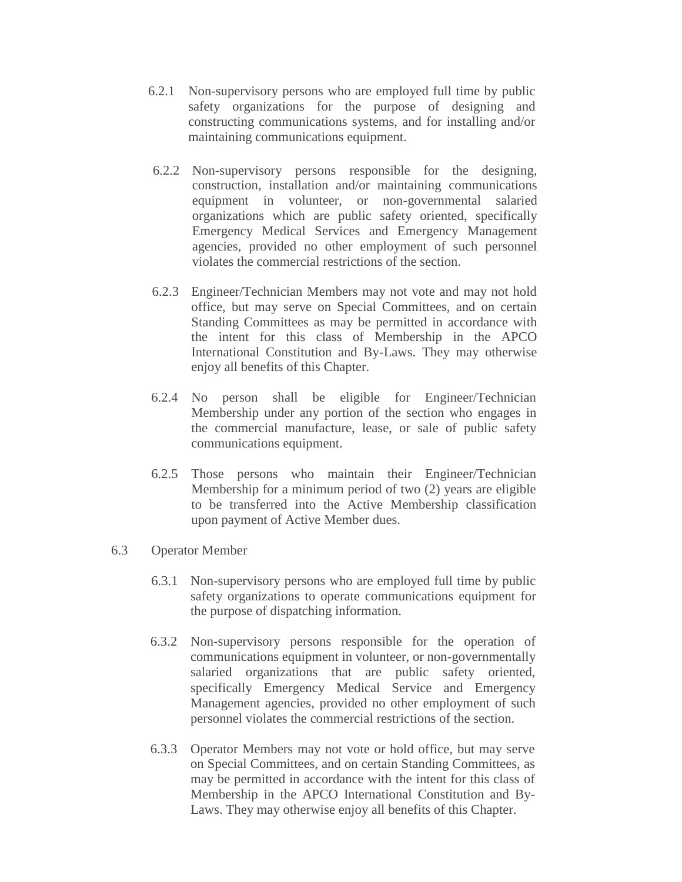6.2.1 Non-supervisory persons who are employed full time by public safety organizations for the purpose of designing and constructing communications systems, and for installing and/or maintaining communications equipment.

6.2.2 Non-supervisory persons responsible for the designing, construction, installation and/or maintaining communications equipment in volunteer, or non-governmental salaried organizations which are public safety oriented, specifically Emergency Medical Services and Emergency Management agencies, provided no other employment of such personnel violates the commercial restrictions of the section.

6.2.3 Engineer/Technician Members may not vote and may not hold office, but may serve on Special Committees, and on certain Standing Committees as may be permitted in accordance with the intent for this class of Membership in the APCO International Constitution and By-Laws. They may otherwise enjoy all benefits of this Chapter.

6.2.4 No person shall be eligible for Engineer/Technician Membership under any portion of the section who engages in the commercial manufacture, lease, or sale of public safety communications equipment.

6.2.5 Those persons who maintain their Engineer/Technician Membership for a minimum period of two (2) years are eligible to be transferred into the Active Membership classification upon payment of Active Member dues.

6.3 Operator Member

6.3.1 Non-supervisory persons who are employed full time by public safety organizations to operate communications equipment for the purpose of dispatching information.

6.3.2 Non-supervisory persons responsible for the operation of communications equipment in volunteer, or non-governmentally salaried organizations that are public safety oriented, specifically Emergency Medical Service and Emergency Management agencies, provided no other employment of such personnel violates the commercial restrictions of the section.

6.3.3 Operator Members may not vote or hold office, but may serve on Special Committees, and on certain Standing Committees, as may be permitted in accordance with the intent for this class of Membership in the APCO International Constitution and By-Laws. They may otherwise enjoy all benefits of this Chapter.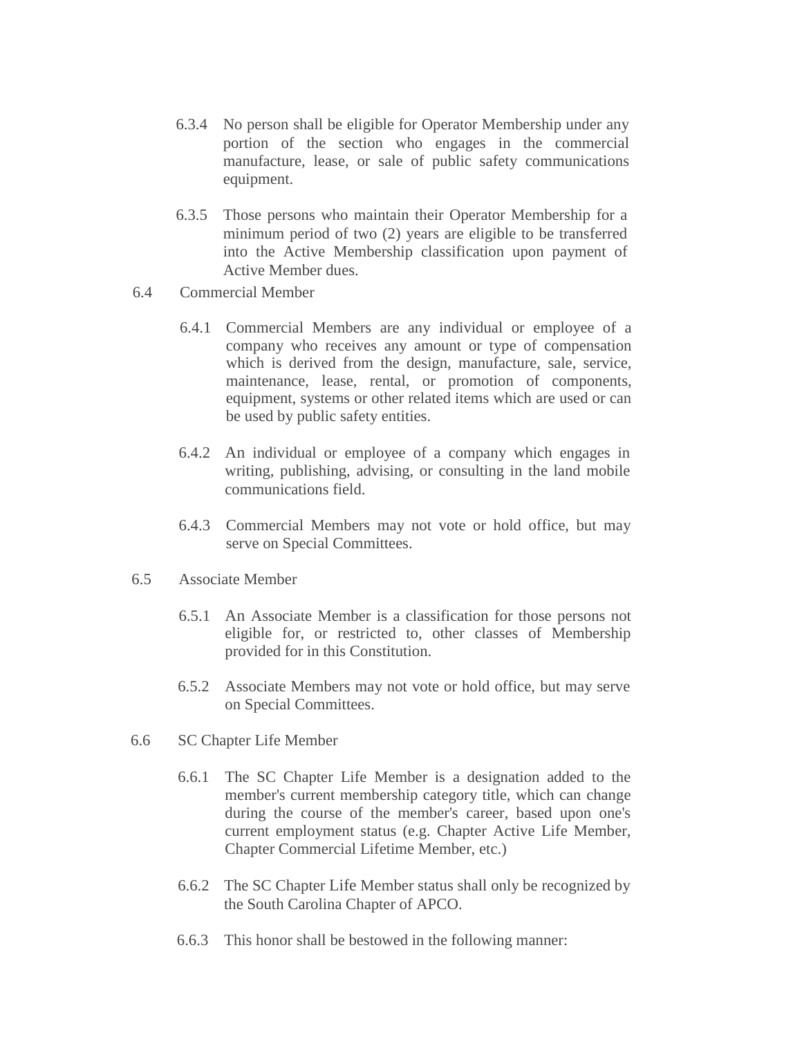6.3.4 No person shall be eligible for Operator Membership under any portion of the section who engages in the commercial manufacture, lease, or sale of public safety communications equipment.

6.3.5 Those persons who maintain their Operator Membership for a minimum period of two (2) years are eligible to be transferred into the Active Membership classification upon payment of Active Member dues.

6.4 Commercial Member

6.4.1 Commercial Members are any individual or employee of a company who receives any amount or type of compensation which is derived from the design, manufacture, sale, service, maintenance, lease, rental, or promotion of components, equipment, systems or other related items which are used or can be used by public safety entities.

6.4.2 An individual or employee of a company which engages in writing, publishing, advising, or consulting in the land mobile communications field.

6.4.3 Commercial Members may not vote or hold office, but may serve on Special Committees.

6.5 Associate Member

6.5.1 An Associate Member is a classification for those persons not eligible for, or restricted to, other classes of Membership provided for in this Constitution.

6.5.2 Associate Members may not vote or hold office, but may serve on Special Committees.

6.6 SC Chapter Life Member

6.6.1 The SC Chapter Life Member is a designation added to the member's current membership category title, which can change during the course of the member's career, based upon one's current employment status (e.g. Chapter Active Life Member, Chapter Commercial Lifetime Member, etc.)

6.6.2 The SC Chapter Life Member status shall only be recognized by the South Carolina Chapter of APCO.

6.6.3 This honor shall be bestowed in the following manner: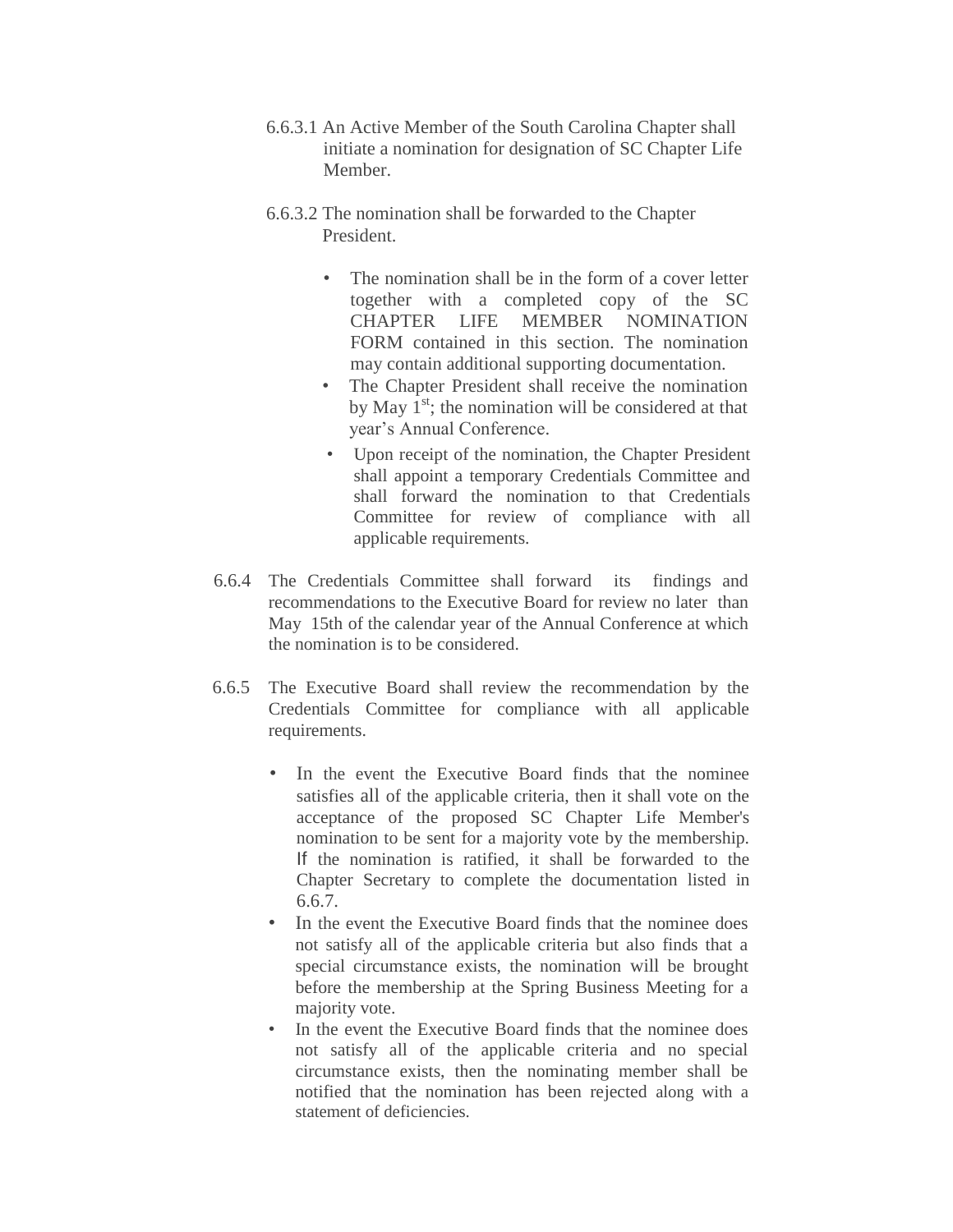6.6.3.1 An Active Member of the South Carolina Chapter shall initiate a nomination for designation of SC Chapter Life Member.

6.6.3.2 The nomination shall be forwarded to the Chapter President.

- The nomination shall be in the form of a cover letter together with a completed copy of the SC CHAPTER LIFE MEMBER NOMINATION FORM contained in this section. The nomination may contain additional supporting documentation.
- The Chapter President shall receive the nomination by May 1st; the nomination will be considered at that year's Annual Conference.
- Upon receipt of the nomination, the Chapter President shall appoint a temporary Credentials Committee and shall forward the nomination to that Credentials Committee for review of compliance with all applicable requirements.

6.6.4 The Credentials Committee shall forward its findings and recommendations to the Executive Board for review no later than May 15th of the calendar year of the Annual Conference at which the nomination is to be considered.

6.6.5 The Executive Board shall review the recommendation by the Credentials Committee for compliance with all applicable requirements.

- In the event the Executive Board finds that the nominee satisfies all of the applicable criteria, then it shall vote on the acceptance of the proposed SC Chapter Life Member's nomination to be sent for a majority vote by the membership. If the nomination is ratified, it shall be forwarded to the Chapter Secretary to complete the documentation listed in 6.6.7.
- In the event the Executive Board finds that the nominee does not satisfy all of the applicable criteria but also finds that a special circumstance exists, the nomination will be brought before the membership at the Spring Business Meeting for a majority vote.
- In the event the Executive Board finds that the nominee does not satisfy all of the applicable criteria and no special circumstance exists, then the nominating member shall be notified that the nomination has been rejected along with a statement of deficiencies.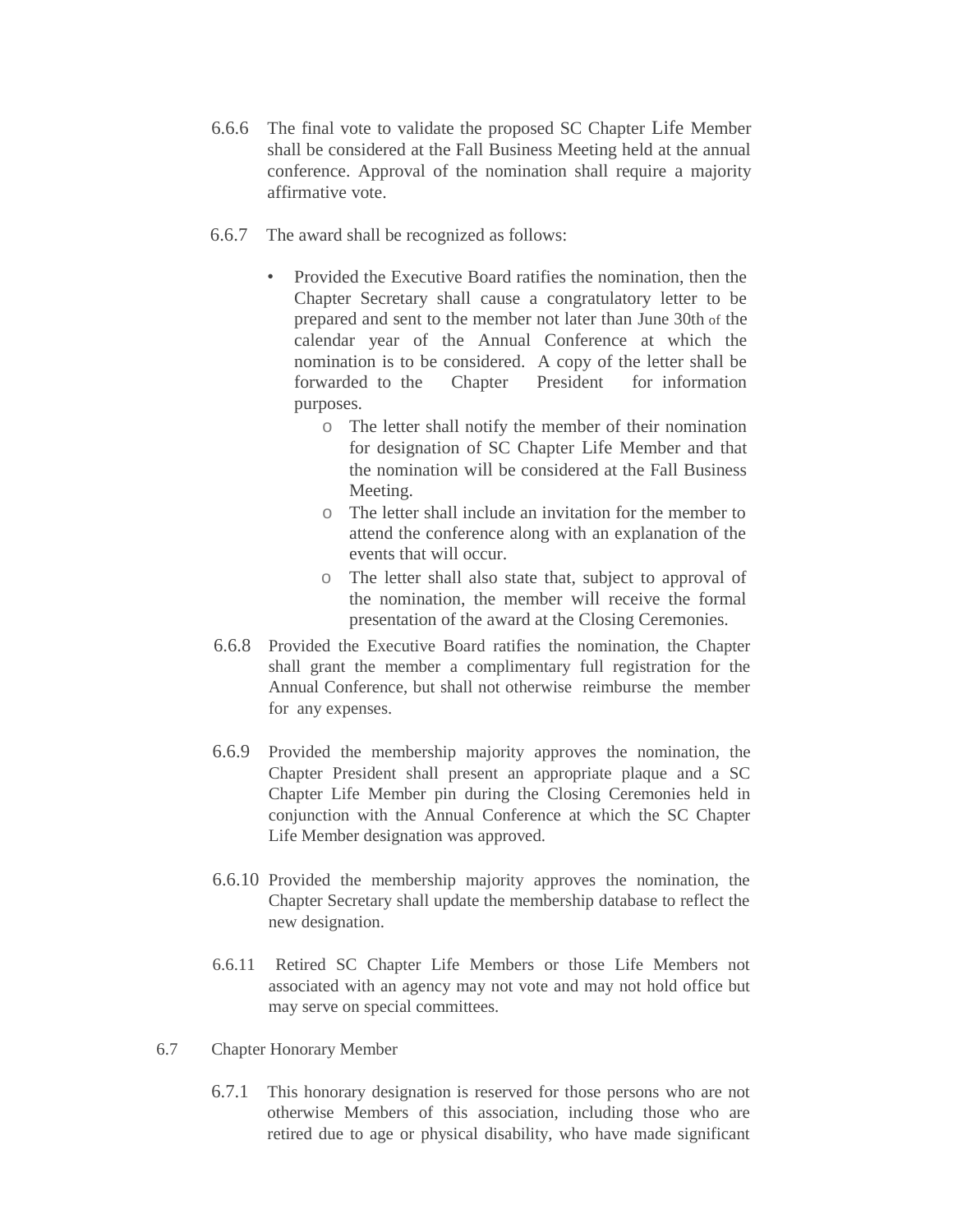6.6.6 The final vote to validate the proposed SC Chapter Life Member shall be considered at the Fall Business Meeting held at the annual conference. Approval of the nomination shall require a majority affirmative vote.

6.6.7 The award shall be recognized as follows:

- Provided the Executive Board ratifies the nomination, then the Chapter Secretary shall cause a congratulatory letter to be prepared and sent to the member not later than June 30th of the calendar year of the Annual Conference at which the nomination is to be considered. A copy of the letter shall be forwarded to the Chapter President for information purposes.
  - The letter shall notify the member of their nomination for designation of SC Chapter Life Member and that the nomination will be considered at the Fall Business Meeting.
  - The letter shall include an invitation for the member to attend the conference along with an explanation of the events that will occur.
  - The letter shall also state that, subject to approval of the nomination, the member will receive the formal presentation of the award at the Closing Ceremonies.

6.6.8 Provided the Executive Board ratifies the nomination, the Chapter shall grant the member a complimentary full registration for the Annual Conference, but shall not otherwise reimburse the member for any expenses.

6.6.9 Provided the membership majority approves the nomination, the Chapter President shall present an appropriate plaque and a SC Chapter Life Member pin during the Closing Ceremonies held in conjunction with the Annual Conference at which the SC Chapter Life Member designation was approved.

6.6.10 Provided the membership majority approves the nomination, the Chapter Secretary shall update the membership database to reflect the new designation.

6.6.11 Retired SC Chapter Life Members or those Life Members not associated with an agency may not vote and may not hold office but may serve on special committees.

6.7 Chapter Honorary Member

6.7.1 This honorary designation is reserved for those persons who are not otherwise Members of this association, including those who are retired due to age or physical disability, who have made significant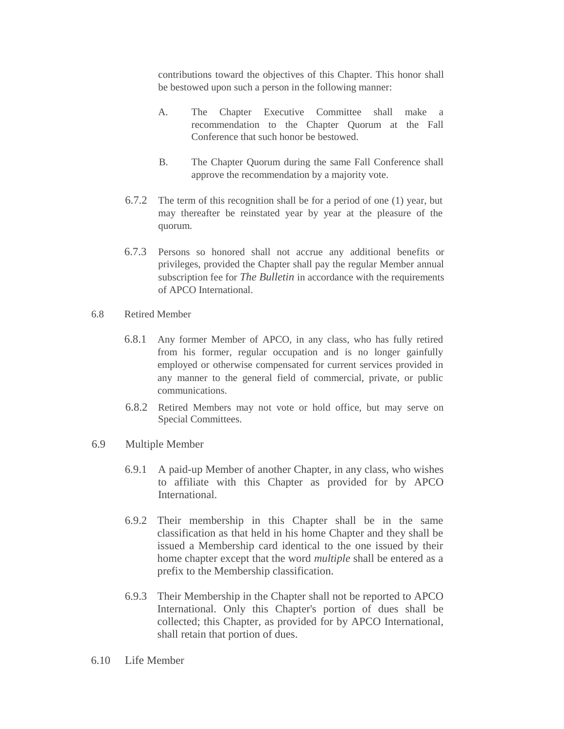contributions toward the objectives of this Chapter. This honor shall be bestowed upon such a person in the following manner:

A. The Chapter Executive Committee shall make a recommendation to the Chapter Quorum at the Fall Conference that such honor be bestowed.

B. The Chapter Quorum during the same Fall Conference shall approve the recommendation by a majority vote.

6.7.2 The term of this recognition shall be for a period of one (1) year, but may thereafter be reinstated year by year at the pleasure of the quorum.

6.7.3 Persons so honored shall not accrue any additional benefits or privileges, provided the Chapter shall pay the regular Member annual subscription fee for *The Bulletin* in accordance with the requirements of APCO International.

6.8 Retired Member

6.8.1 Any former Member of APCO, in any class, who has fully retired from his former, regular occupation and is no longer gainfully employed or otherwise compensated for current services provided in any manner to the general field of commercial, private, or public communications.

6.8.2 Retired Members may not vote or hold office, but may serve on Special Committees.

6.9 Multiple Member

6.9.1 A paid-up Member of another Chapter, in any class, who wishes to affiliate with this Chapter as provided for by APCO International.

6.9.2 Their membership in this Chapter shall be in the same classification as that held in his home Chapter and they shall be issued a Membership card identical to the one issued by their home chapter except that the word *multiple* shall be entered as a prefix to the Membership classification.

6.9.3 Their Membership in the Chapter shall not be reported to APCO International. Only this Chapter's portion of dues shall be collected; this Chapter, as provided for by APCO International, shall retain that portion of dues.

6.10 Life Member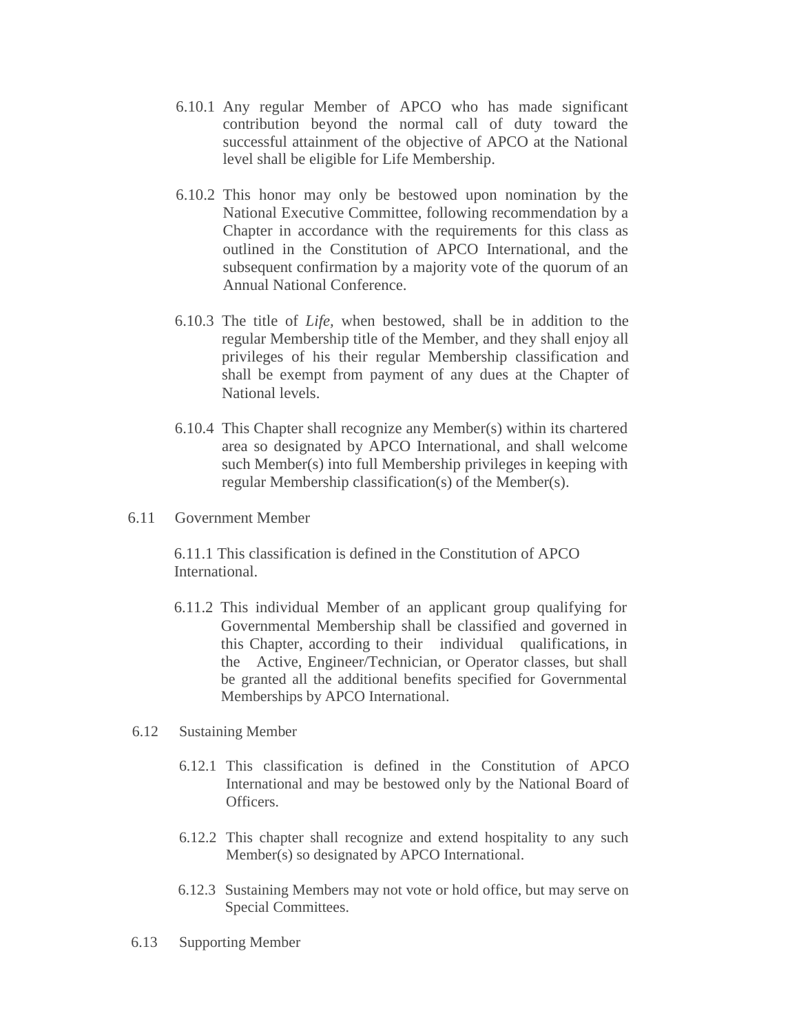6.10.1 Any regular Member of APCO who has made significant contribution beyond the normal call of duty toward the successful attainment of the objective of APCO at the National level shall be eligible for Life Membership.

6.10.2 This honor may only be bestowed upon nomination by the National Executive Committee, following recommendation by a Chapter in accordance with the requirements for this class as outlined in the Constitution of APCO International, and the subsequent confirmation by a majority vote of the quorum of an Annual National Conference.

6.10.3 The title of *Life*, when bestowed, shall be in addition to the regular Membership title of the Member, and they shall enjoy all privileges of his their regular Membership classification and shall be exempt from payment of any dues at the Chapter of National levels.

6.10.4 This Chapter shall recognize any Member(s) within its chartered area so designated by APCO International, and shall welcome such Member(s) into full Membership privileges in keeping with regular Membership classification(s) of the Member(s).

6.11 Government Member

6.11.1 This classification is defined in the Constitution of APCO International.

6.11.2 This individual Member of an applicant group qualifying for Governmental Membership shall be classified and governed in this Chapter, according to their individual qualifications, in the Active, Engineer/Technician, or Operator classes, but shall be granted all the additional benefits specified for Governmental Memberships by APCO International.

6.12 Sustaining Member

6.12.1 This classification is defined in the Constitution of APCO International and may be bestowed only by the National Board of Officers.

6.12.2 This chapter shall recognize and extend hospitality to any such Member(s) so designated by APCO International.

6.12.3 Sustaining Members may not vote or hold office, but may serve on Special Committees.

6.13 Supporting Member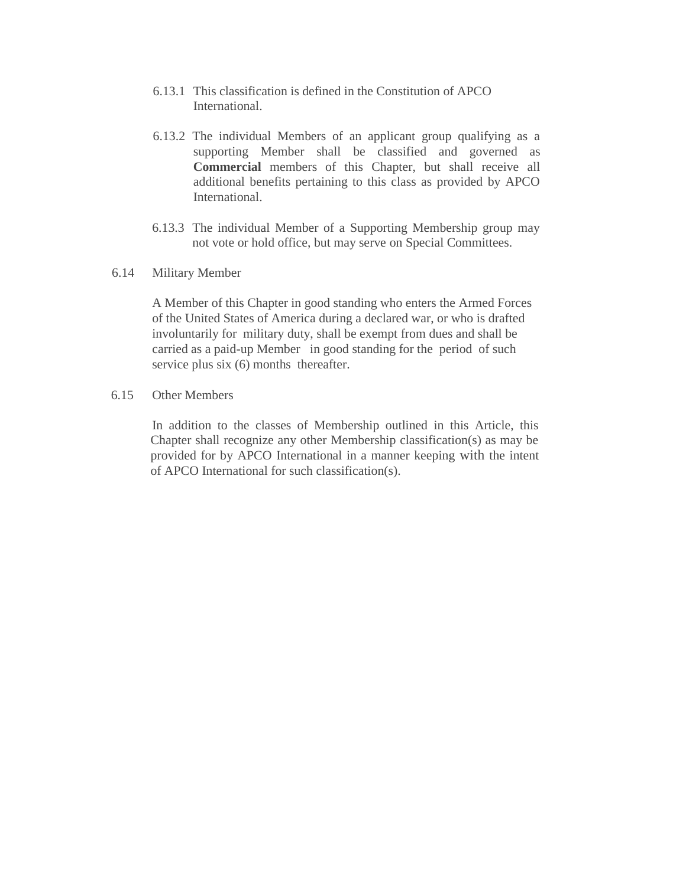6.13.1 This classification is defined in the Constitution of APCO International.

6.13.2 The individual Members of an applicant group qualifying as a supporting Member shall be classified and governed as **Commercial** members of this Chapter, but shall receive all additional benefits pertaining to this class as provided by APCO International.

6.13.3 The individual Member of a Supporting Membership group may not vote or hold office, but may serve on Special Committees.

6.14 Military Member

A Member of this Chapter in good standing who enters the Armed Forces of the United States of America during a declared war, or who is drafted involuntarily for military duty, shall be exempt from dues and shall be carried as a paid-up Member in good standing for the period of such service plus six (6) months thereafter.

6.15 Other Members

In addition to the classes of Membership outlined in this Article, this Chapter shall recognize any other Membership classification(s) as may be provided for by APCO International in a manner keeping with the intent of APCO International for such classification(s).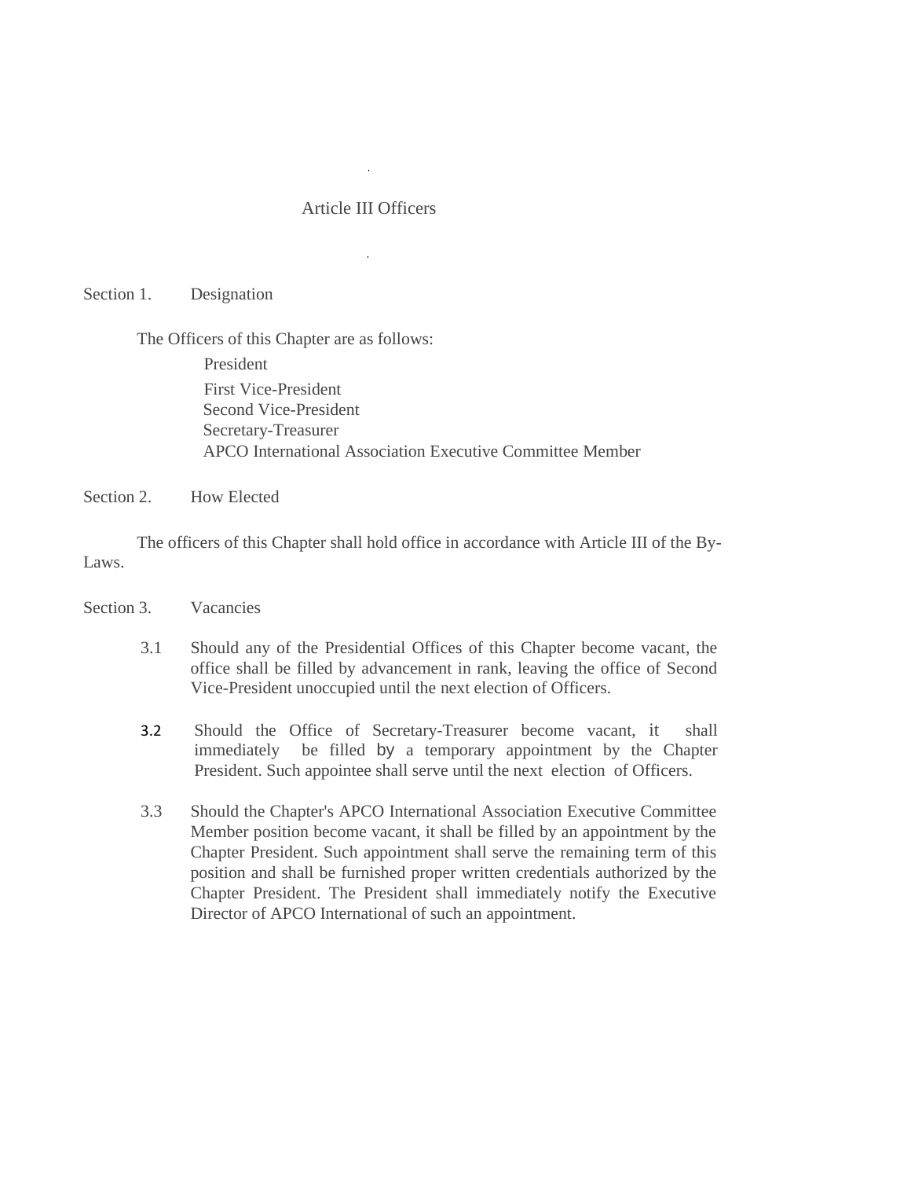# Article III Officers

## Section 1. Designation

The Officers of this Chapter are as follows:

- President
- First Vice-President
- Second Vice-President
- Secretary-Treasurer
- APCO International Association Executive Committee Member

## Section 2. How Elected

The officers of this Chapter shall hold office in accordance with Article III of the By-Laws.

## Section 3. Vacancies

3.1 Should any of the Presidential Offices of this Chapter become vacant, the office shall be filled by advancement in rank, leaving the office of Second Vice-President unoccupied until the next election of Officers.

3.2 Should the Office of Secretary-Treasurer become vacant, it shall immediately be filled by a temporary appointment by the Chapter President. Such appointee shall serve until the next election of Officers.

3.3 Should the Chapter's APCO International Association Executive Committee Member position become vacant, it shall be filled by an appointment by the Chapter President. Such appointment shall serve the remaining term of this position and shall be furnished proper written credentials authorized by the Chapter President. The President shall immediately notify the Executive Director of APCO International of such an appointment.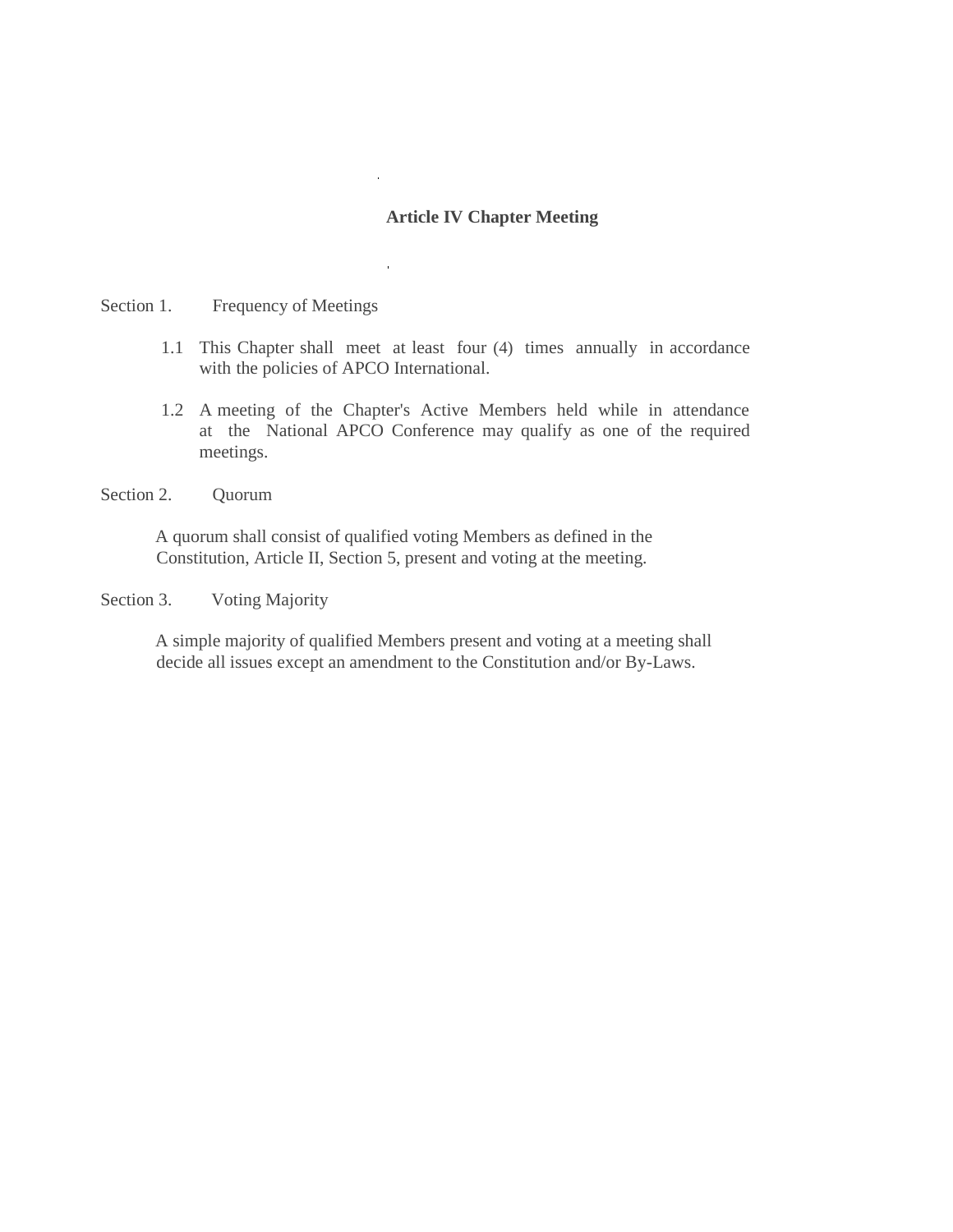## Article IV Chapter Meeting

Section 1. Frequency of Meetings

1.1 This Chapter shall meet at least four (4) times annually in accordance with the policies of APCO International.

1.2 A meeting of the Chapter's Active Members held while in attendance at the National APCO Conference may qualify as one of the required meetings.

Section 2. Quorum

A quorum shall consist of qualified voting Members as defined in the Constitution, Article II, Section 5, present and voting at the meeting.

Section 3. Voting Majority

A simple majority of qualified Members present and voting at a meeting shall decide all issues except an amendment to the Constitution and/or By-Laws.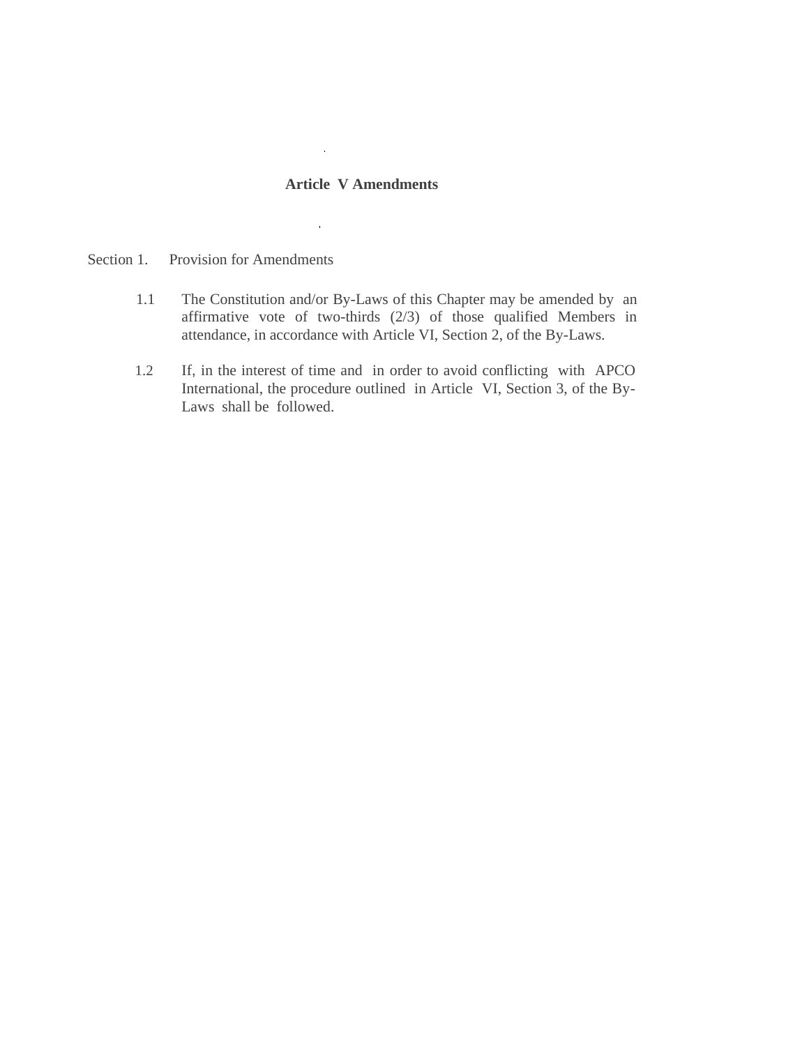## Article V Amendments

Section 1. Provision for Amendments

1.1 The Constitution and/or By-Laws of this Chapter may be amended by an affirmative vote of two-thirds (2/3) of those qualified Members in attendance, in accordance with Article VI, Section 2, of the By-Laws.

1.2 If, in the interest of time and in order to avoid conflicting with APCO International, the procedure outlined in Article VI, Section 3, of the By-Laws shall be followed.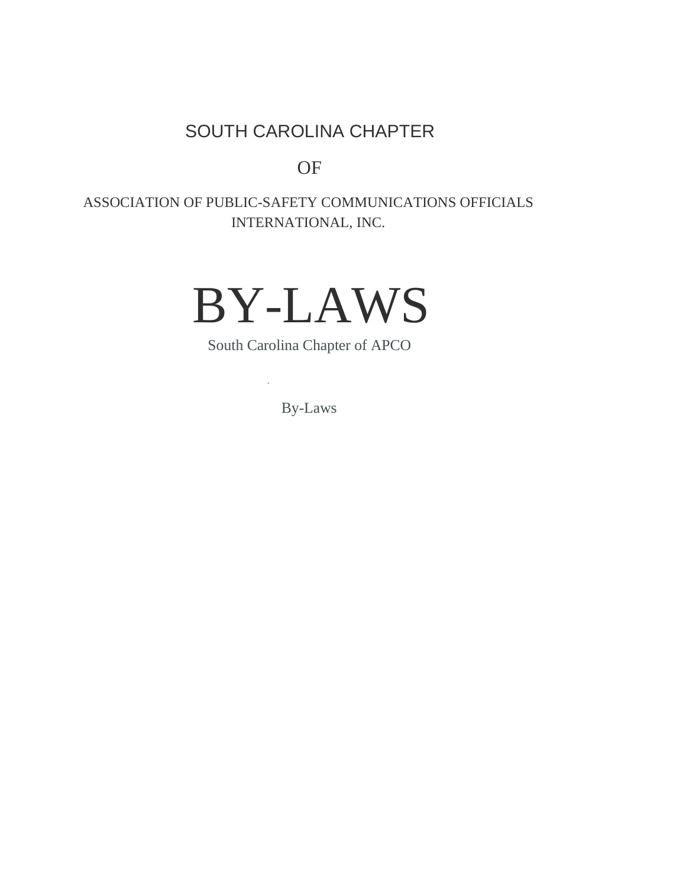SOUTH CAROLINA CHAPTER

OF

ASSOCIATION OF PUBLIC-SAFETY COMMUNICATIONS OFFICIALS INTERNATIONAL, INC.

# BY-LAWS

South Carolina Chapter of APCO

By-Laws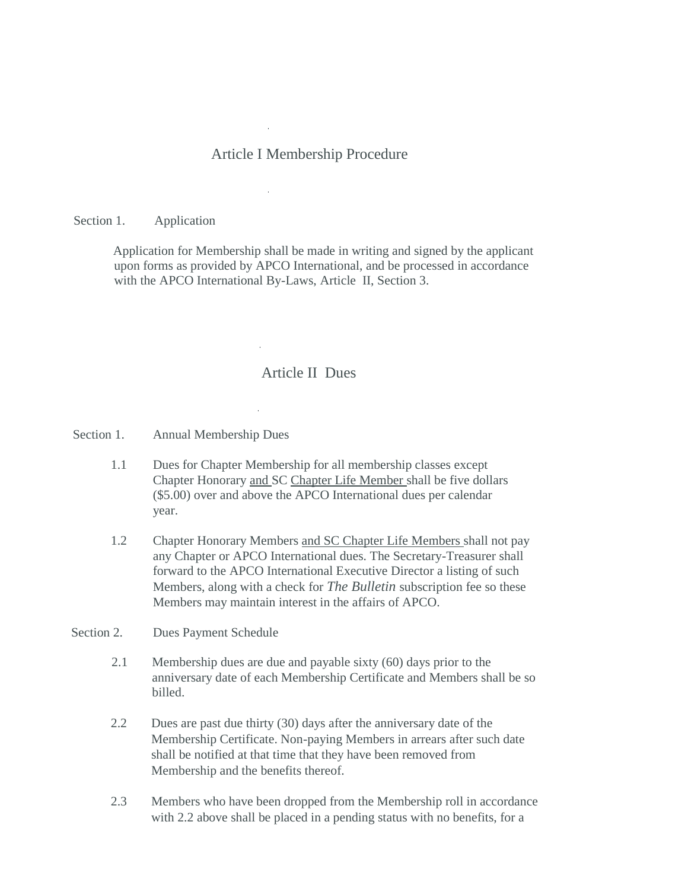# Article I Membership Procedure

Section 1. Application

Application for Membership shall be made in writing and signed by the applicant upon forms as provided by APCO International, and be processed in accordance with the APCO International By-Laws, Article II, Section 3.

# Article II Dues

Section 1. Annual Membership Dues

1.1 Dues for Chapter Membership for all membership classes except Chapter Honorary and SC Chapter Life Member shall be five dollars ($5.00) over and above the APCO International dues per calendar year.

1.2 Chapter Honorary Members and SC Chapter Life Members shall not pay any Chapter or APCO International dues. The Secretary-Treasurer shall forward to the APCO International Executive Director a listing of such Members, along with a check for *The Bulletin* subscription fee so these Members may maintain interest in the affairs of APCO.

Section 2. Dues Payment Schedule

2.1 Membership dues are due and payable sixty (60) days prior to the anniversary date of each Membership Certificate and Members shall be so billed.

2.2 Dues are past due thirty (30) days after the anniversary date of the Membership Certificate. Non-paying Members in arrears after such date shall be notified at that time that they have been removed from Membership and the benefits thereof.

2.3 Members who have been dropped from the Membership roll in accordance with 2.2 above shall be placed in a pending status with no benefits, for a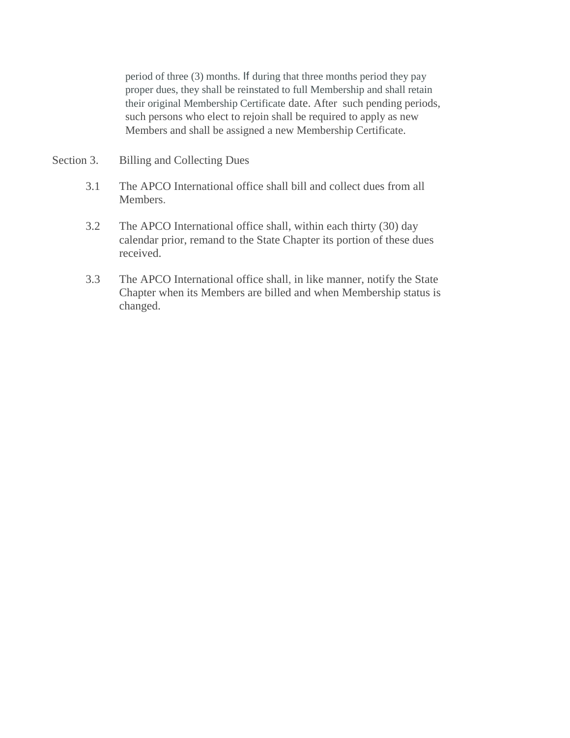period of three (3) months. If during that three months period they pay proper dues, they shall be reinstated to full Membership and shall retain their original Membership Certificate date. After such pending periods, such persons who elect to rejoin shall be required to apply as new Members and shall be assigned a new Membership Certificate.

Section 3. Billing and Collecting Dues

3.1 The APCO International office shall bill and collect dues from all Members.

3.2 The APCO International office shall, within each thirty (30) day calendar prior, remand to the State Chapter its portion of these dues received.

3.3 The APCO International office shall, in like manner, notify the State Chapter when its Members are billed and when Membership status is changed.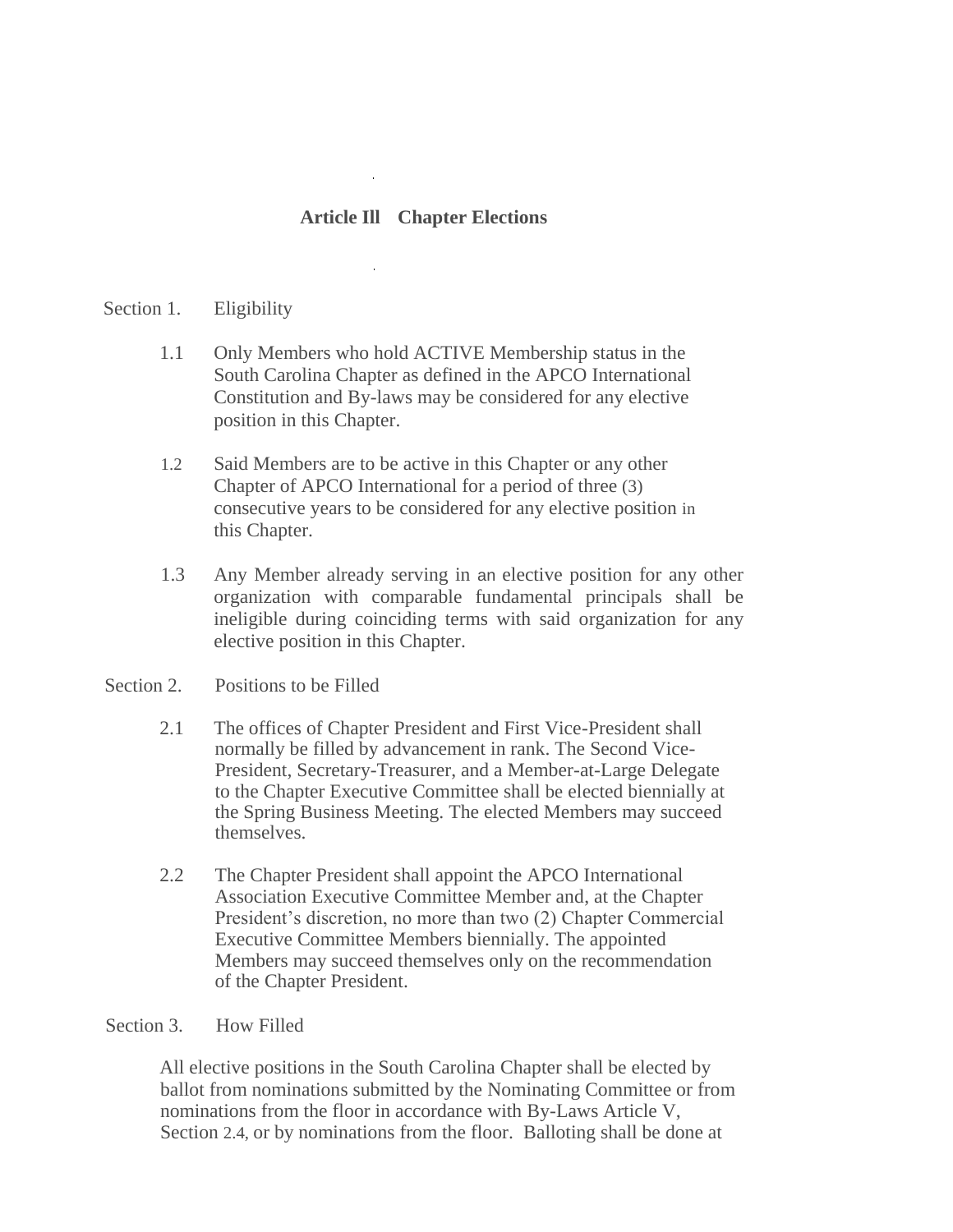## Article Ill Chapter Elections

Section 1. Eligibility

1.1 Only Members who hold ACTIVE Membership status in the South Carolina Chapter as defined in the APCO International Constitution and By-laws may be considered for any elective position in this Chapter.

1.2 Said Members are to be active in this Chapter or any other Chapter of APCO International for a period of three (3) consecutive years to be considered for any elective position in this Chapter.

1.3 Any Member already serving in an elective position for any other organization with comparable fundamental principals shall be ineligible during coinciding terms with said organization for any elective position in this Chapter.

Section 2. Positions to be Filled

2.1 The offices of Chapter President and First Vice-President shall normally be filled by advancement in rank. The Second Vice-President, Secretary-Treasurer, and a Member-at-Large Delegate to the Chapter Executive Committee shall be elected biennially at the Spring Business Meeting. The elected Members may succeed themselves.

2.2 The Chapter President shall appoint the APCO International Association Executive Committee Member and, at the Chapter President's discretion, no more than two (2) Chapter Commercial Executive Committee Members biennially. The appointed Members may succeed themselves only on the recommendation of the Chapter President.

Section 3. How Filled

All elective positions in the South Carolina Chapter shall be elected by ballot from nominations submitted by the Nominating Committee or from nominations from the floor in accordance with By-Laws Article V, Section 2.4, or by nominations from the floor. Balloting shall be done at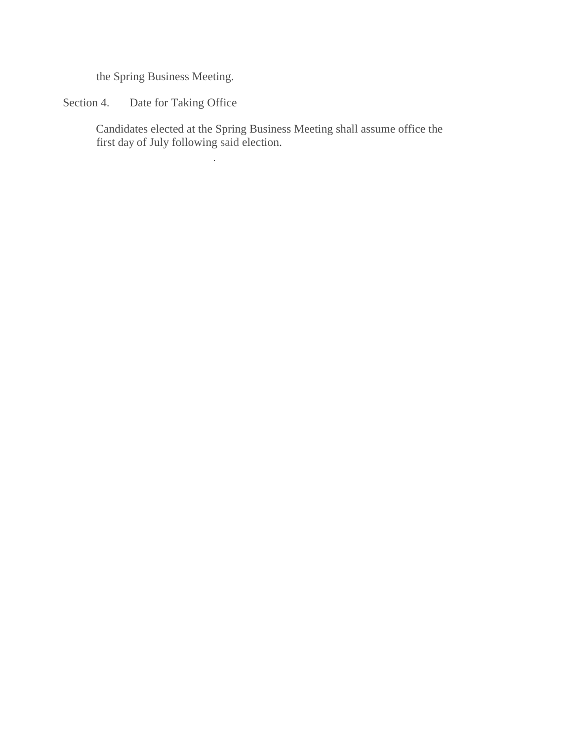the Spring Business Meeting.

Section 4. Date for Taking Office

Candidates elected at the Spring Business Meeting shall assume office the first day of July following said election.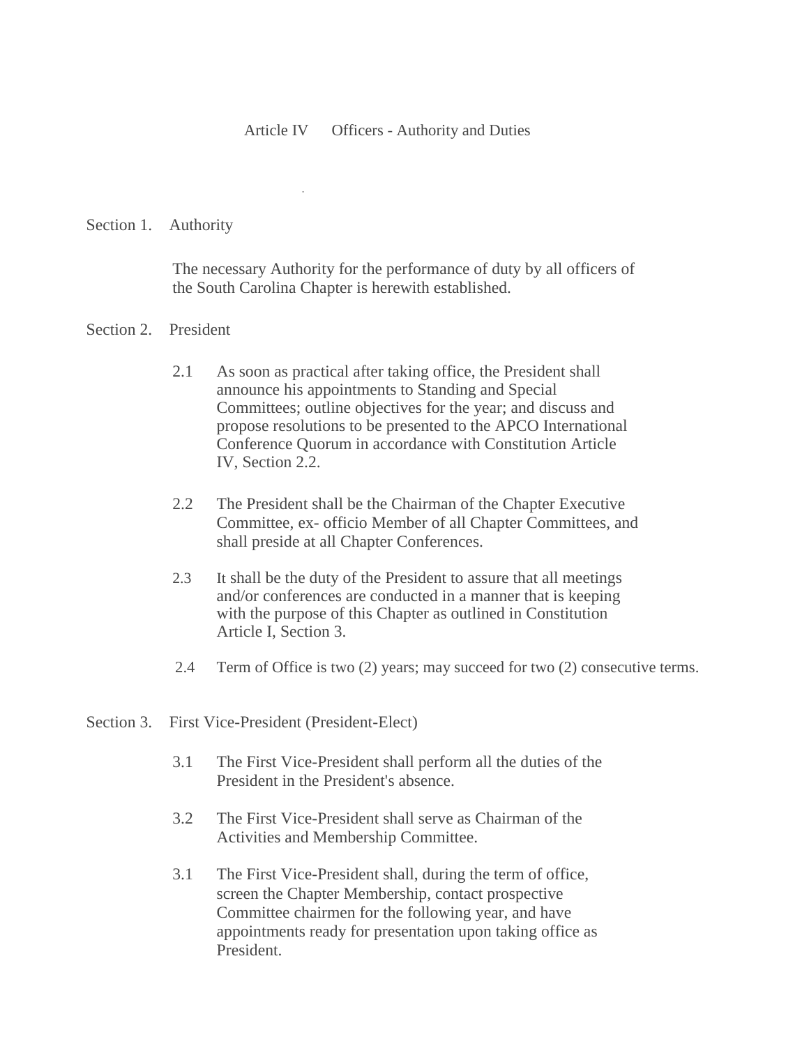# Article IV Officers - Authority and Duties

## Section 1. Authority

The necessary Authority for the performance of duty by all officers of the South Carolina Chapter is herewith established.

## Section 2. President

2.1 As soon as practical after taking office, the President shall announce his appointments to Standing and Special Committees; outline objectives for the year; and discuss and propose resolutions to be presented to the APCO International Conference Quorum in accordance with Constitution Article IV, Section 2.2.

2.2 The President shall be the Chairman of the Chapter Executive Committee, ex- officio Member of all Chapter Committees, and shall preside at all Chapter Conferences.

2.3 It shall be the duty of the President to assure that all meetings and/or conferences are conducted in a manner that is keeping with the purpose of this Chapter as outlined in Constitution Article I, Section 3.

2.4 Term of Office is two (2) years; may succeed for two (2) consecutive terms.

## Section 3. First Vice-President (President-Elect)

3.1 The First Vice-President shall perform all the duties of the President in the President's absence.

3.2 The First Vice-President shall serve as Chairman of the Activities and Membership Committee.

3.1 The First Vice-President shall, during the term of office, screen the Chapter Membership, contact prospective Committee chairmen for the following year, and have appointments ready for presentation upon taking office as President.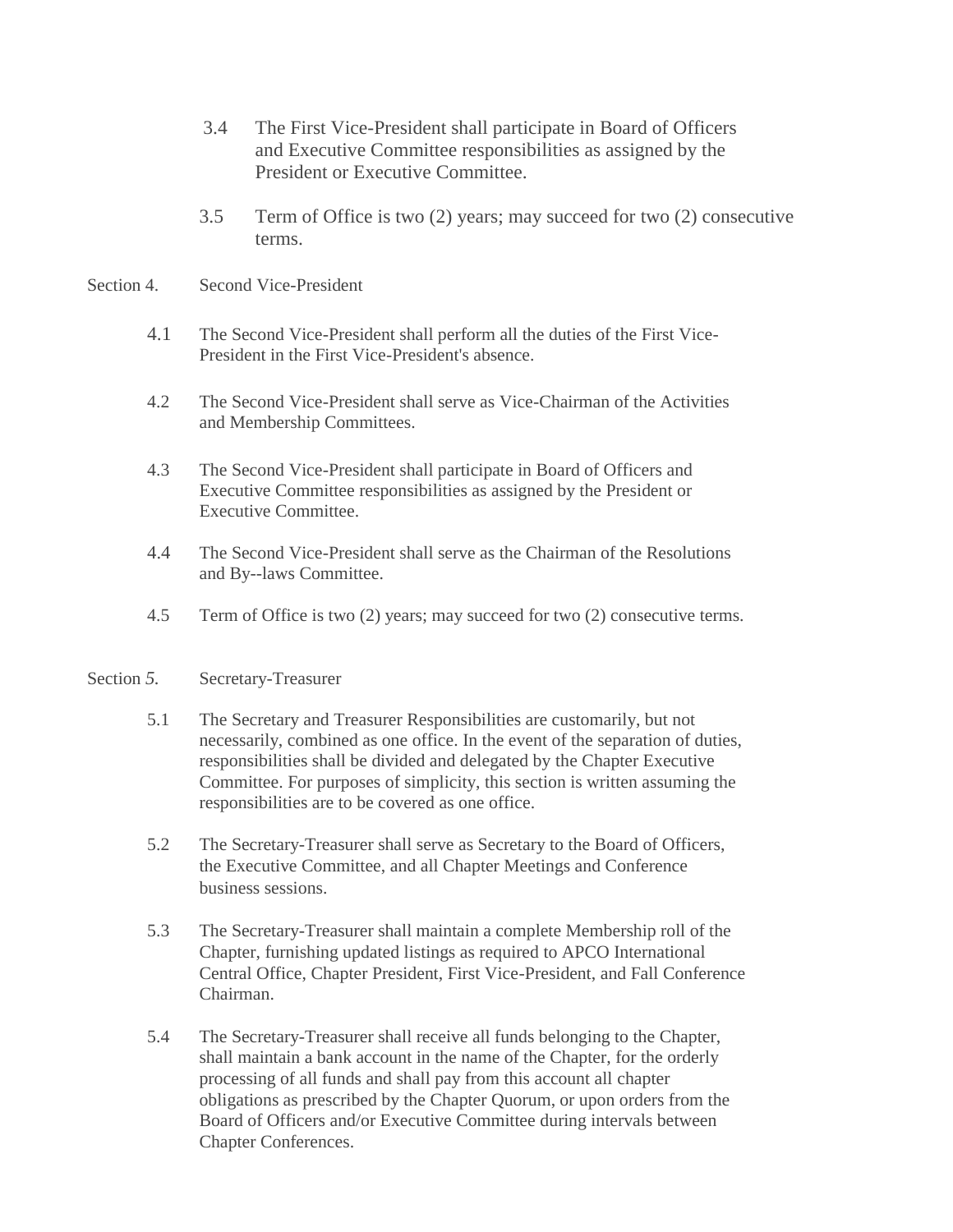3.4 The First Vice-President shall participate in Board of Officers and Executive Committee responsibilities as assigned by the President or Executive Committee.

3.5 Term of Office is two (2) years; may succeed for two (2) consecutive terms.

Section 4. Second Vice-President

4.1 The Second Vice-President shall perform all the duties of the First Vice-President in the First Vice-President's absence.

4.2 The Second Vice-President shall serve as Vice-Chairman of the Activities and Membership Committees.

4.3 The Second Vice-President shall participate in Board of Officers and Executive Committee responsibilities as assigned by the President or Executive Committee.

4.4 The Second Vice-President shall serve as the Chairman of the Resolutions and By--laws Committee.

4.5 Term of Office is two (2) years; may succeed for two (2) consecutive terms.

Section 5. Secretary-Treasurer

5.1 The Secretary and Treasurer Responsibilities are customarily, but not necessarily, combined as one office. In the event of the separation of duties, responsibilities shall be divided and delegated by the Chapter Executive Committee. For purposes of simplicity, this section is written assuming the responsibilities are to be covered as one office.

5.2 The Secretary-Treasurer shall serve as Secretary to the Board of Officers, the Executive Committee, and all Chapter Meetings and Conference business sessions.

5.3 The Secretary-Treasurer shall maintain a complete Membership roll of the Chapter, furnishing updated listings as required to APCO International Central Office, Chapter President, First Vice-President, and Fall Conference Chairman.

5.4 The Secretary-Treasurer shall receive all funds belonging to the Chapter, shall maintain a bank account in the name of the Chapter, for the orderly processing of all funds and shall pay from this account all chapter obligations as prescribed by the Chapter Quorum, or upon orders from the Board of Officers and/or Executive Committee during intervals between Chapter Conferences.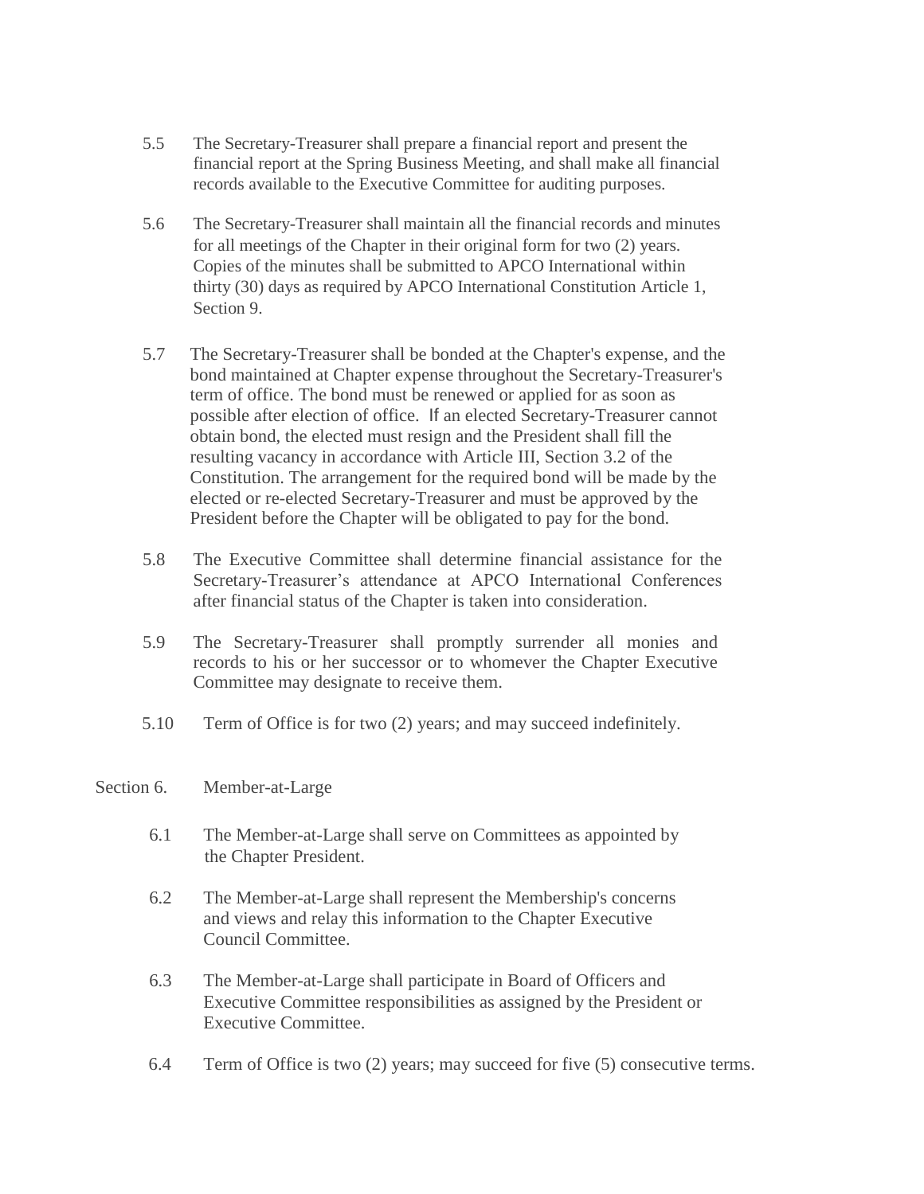5.5 The Secretary-Treasurer shall prepare a financial report and present the financial report at the Spring Business Meeting, and shall make all financial records available to the Executive Committee for auditing purposes.

5.6 The Secretary-Treasurer shall maintain all the financial records and minutes for all meetings of the Chapter in their original form for two (2) years. Copies of the minutes shall be submitted to APCO International within thirty (30) days as required by APCO International Constitution Article 1, Section 9.

5.7 The Secretary-Treasurer shall be bonded at the Chapter's expense, and the bond maintained at Chapter expense throughout the Secretary-Treasurer's term of office. The bond must be renewed or applied for as soon as possible after election of office. If an elected Secretary-Treasurer cannot obtain bond, the elected must resign and the President shall fill the resulting vacancy in accordance with Article III, Section 3.2 of the Constitution. The arrangement for the required bond will be made by the elected or re-elected Secretary-Treasurer and must be approved by the President before the Chapter will be obligated to pay for the bond.

5.8 The Executive Committee shall determine financial assistance for the Secretary-Treasurer's attendance at APCO International Conferences after financial status of the Chapter is taken into consideration.

5.9 The Secretary-Treasurer shall promptly surrender all monies and records to his or her successor or to whomever the Chapter Executive Committee may designate to receive them.

5.10 Term of Office is for two (2) years; and may succeed indefinitely.

Section 6. Member-at-Large

6.1 The Member-at-Large shall serve on Committees as appointed by the Chapter President.

6.2 The Member-at-Large shall represent the Membership's concerns and views and relay this information to the Chapter Executive Council Committee.

6.3 The Member-at-Large shall participate in Board of Officers and Executive Committee responsibilities as assigned by the President or Executive Committee.

6.4 Term of Office is two (2) years; may succeed for five (5) consecutive terms.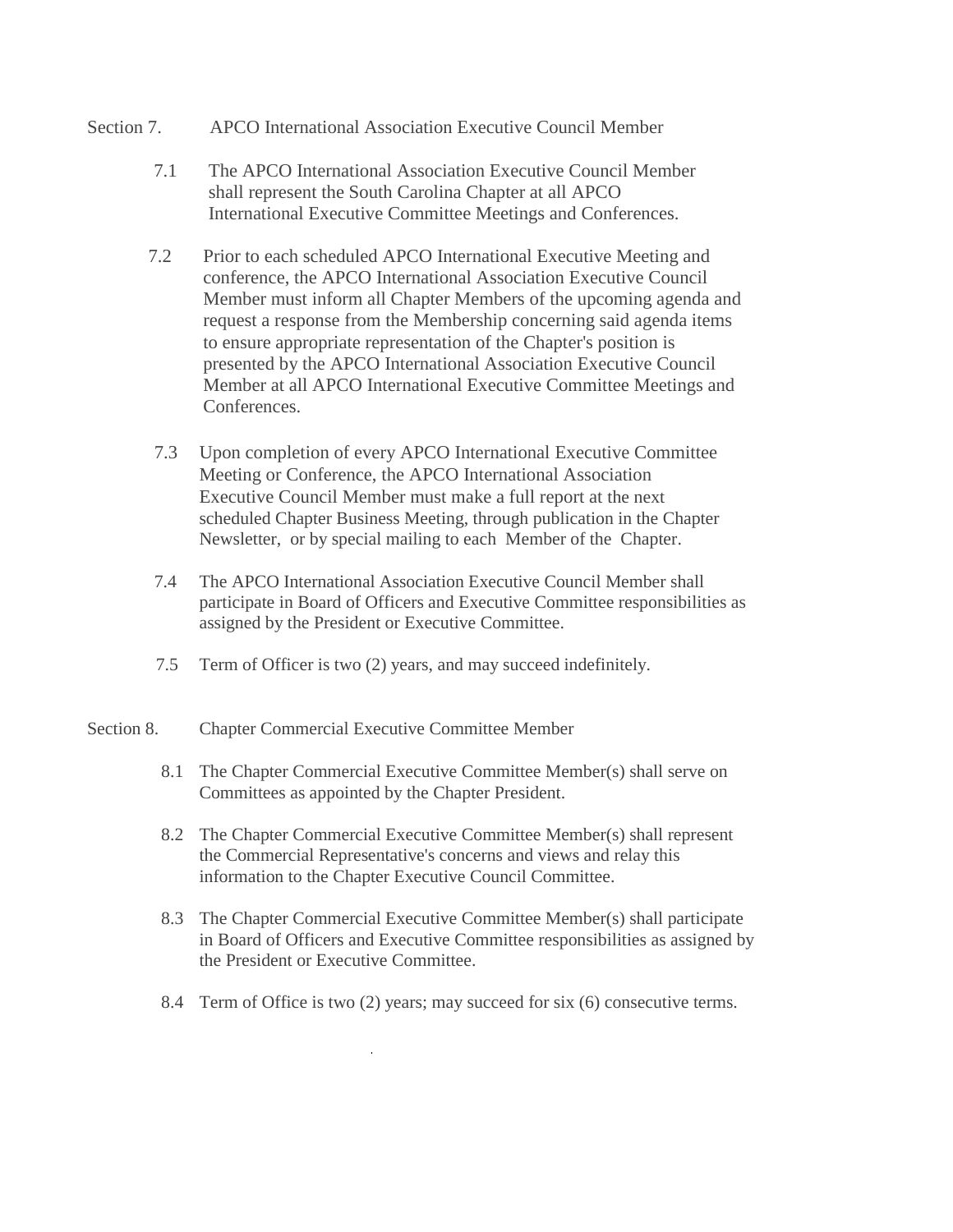Section 7. APCO International Association Executive Council Member

7.1 The APCO International Association Executive Council Member shall represent the South Carolina Chapter at all APCO International Executive Committee Meetings and Conferences.

7.2 Prior to each scheduled APCO International Executive Meeting and conference, the APCO International Association Executive Council Member must inform all Chapter Members of the upcoming agenda and request a response from the Membership concerning said agenda items to ensure appropriate representation of the Chapter's position is presented by the APCO International Association Executive Council Member at all APCO International Executive Committee Meetings and Conferences.

7.3 Upon completion of every APCO International Executive Committee Meeting or Conference, the APCO International Association Executive Council Member must make a full report at the next scheduled Chapter Business Meeting, through publication in the Chapter Newsletter, or by special mailing to each Member of the Chapter.

7.4 The APCO International Association Executive Council Member shall participate in Board of Officers and Executive Committee responsibilities as assigned by the President or Executive Committee.

7.5 Term of Officer is two (2) years, and may succeed indefinitely.

Section 8. Chapter Commercial Executive Committee Member

8.1 The Chapter Commercial Executive Committee Member(s) shall serve on Committees as appointed by the Chapter President.

8.2 The Chapter Commercial Executive Committee Member(s) shall represent the Commercial Representative's concerns and views and relay this information to the Chapter Executive Council Committee.

8.3 The Chapter Commercial Executive Committee Member(s) shall participate in Board of Officers and Executive Committee responsibilities as assigned by the President or Executive Committee.

8.4 Term of Office is two (2) years; may succeed for six (6) consecutive terms.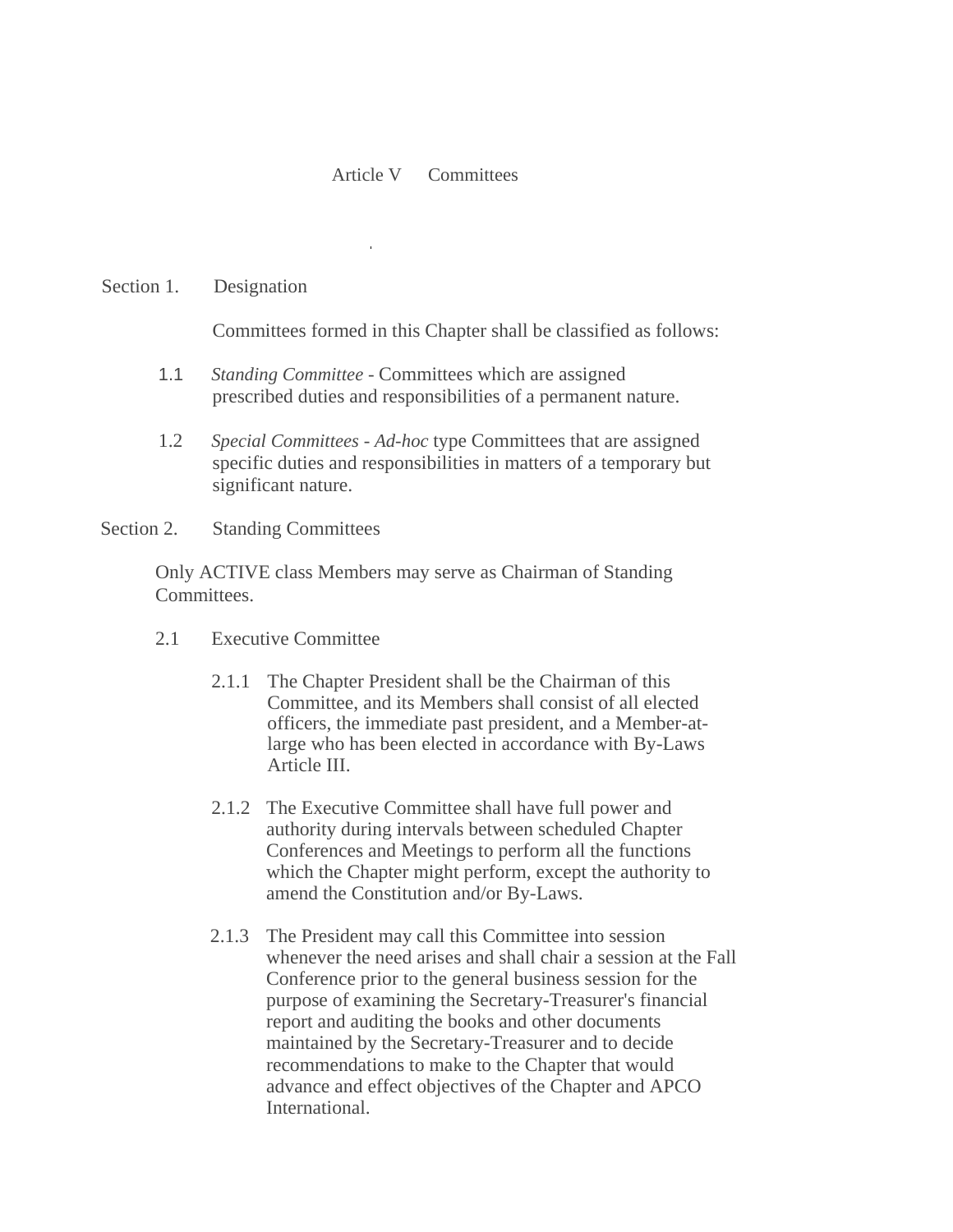## Article V Committees

### Section 1. Designation

Committees formed in this Chapter shall be classified as follows:

1.1 *Standing Committee* - Committees which are assigned prescribed duties and responsibilities of a permanent nature.

1.2 *Special Committees - Ad-hoc* type Committees that are assigned specific duties and responsibilities in matters of a temporary but significant nature.

### Section 2. Standing Committees

Only ACTIVE class Members may serve as Chairman of Standing Committees.

2.1 Executive Committee

2.1.1 The Chapter President shall be the Chairman of this Committee, and its Members shall consist of all elected officers, the immediate past president, and a Member-at-large who has been elected in accordance with By-Laws Article III.

2.1.2 The Executive Committee shall have full power and authority during intervals between scheduled Chapter Conferences and Meetings to perform all the functions which the Chapter might perform, except the authority to amend the Constitution and/or By-Laws.

2.1.3 The President may call this Committee into session whenever the need arises and shall chair a session at the Fall Conference prior to the general business session for the purpose of examining the Secretary-Treasurer's financial report and auditing the books and other documents maintained by the Secretary-Treasurer and to decide recommendations to make to the Chapter that would advance and effect objectives of the Chapter and APCO International.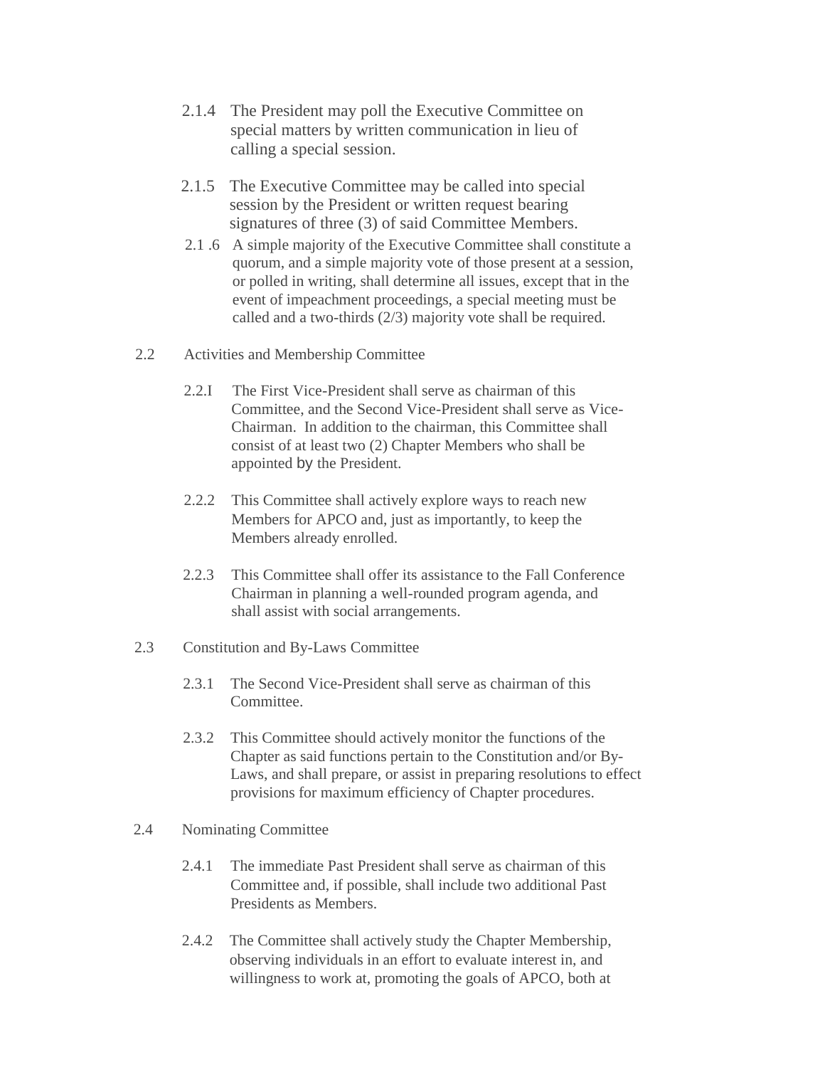2.1.4 The President may poll the Executive Committee on special matters by written communication in lieu of calling a special session.

2.1.5 The Executive Committee may be called into special session by the President or written request bearing signatures of three (3) of said Committee Members.

2.1 .6 A simple majority of the Executive Committee shall constitute a quorum, and a simple majority vote of those present at a session, or polled in writing, shall determine all issues, except that in the event of impeachment proceedings, a special meeting must be called and a two-thirds (2/3) majority vote shall be required.

2.2 Activities and Membership Committee

2.2.I The First Vice-President shall serve as chairman of this Committee, and the Second Vice-President shall serve as Vice-Chairman. In addition to the chairman, this Committee shall consist of at least two (2) Chapter Members who shall be appointed by the President.

2.2.2 This Committee shall actively explore ways to reach new Members for APCO and, just as importantly, to keep the Members already enrolled.

2.2.3 This Committee shall offer its assistance to the Fall Conference Chairman in planning a well-rounded program agenda, and shall assist with social arrangements.

2.3 Constitution and By-Laws Committee

2.3.1 The Second Vice-President shall serve as chairman of this Committee.

2.3.2 This Committee should actively monitor the functions of the Chapter as said functions pertain to the Constitution and/or By-Laws, and shall prepare, or assist in preparing resolutions to effect provisions for maximum efficiency of Chapter procedures.

2.4 Nominating Committee

2.4.1 The immediate Past President shall serve as chairman of this Committee and, if possible, shall include two additional Past Presidents as Members.

2.4.2 The Committee shall actively study the Chapter Membership, observing individuals in an effort to evaluate interest in, and willingness to work at, promoting the goals of APCO, both at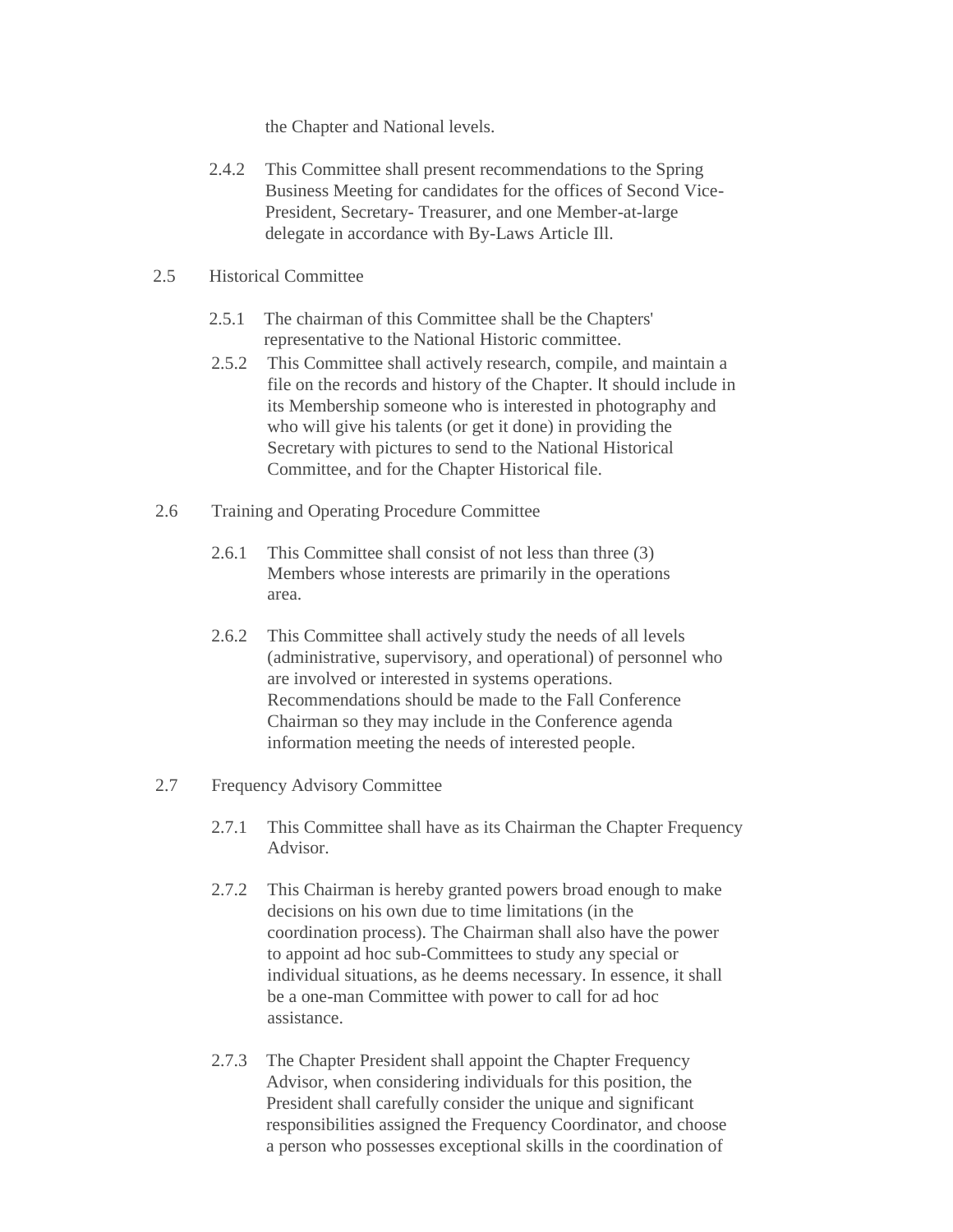the Chapter and National levels.

2.4.2 This Committee shall present recommendations to the Spring Business Meeting for candidates for the offices of Second Vice-President, Secretary- Treasurer, and one Member-at-large delegate in accordance with By-Laws Article Ill.

2.5 Historical Committee

2.5.1 The chairman of this Committee shall be the Chapters' representative to the National Historic committee.

2.5.2 This Committee shall actively research, compile, and maintain a file on the records and history of the Chapter. It should include in its Membership someone who is interested in photography and who will give his talents (or get it done) in providing the Secretary with pictures to send to the National Historical Committee, and for the Chapter Historical file.

2.6 Training and Operating Procedure Committee

2.6.1 This Committee shall consist of not less than three (3) Members whose interests are primarily in the operations area.

2.6.2 This Committee shall actively study the needs of all levels (administrative, supervisory, and operational) of personnel who are involved or interested in systems operations. Recommendations should be made to the Fall Conference Chairman so they may include in the Conference agenda information meeting the needs of interested people.

2.7 Frequency Advisory Committee

2.7.1 This Committee shall have as its Chairman the Chapter Frequency Advisor.

2.7.2 This Chairman is hereby granted powers broad enough to make decisions on his own due to time limitations (in the coordination process). The Chairman shall also have the power to appoint ad hoc sub-Committees to study any special or individual situations, as he deems necessary. In essence, it shall be a one-man Committee with power to call for ad hoc assistance.

2.7.3 The Chapter President shall appoint the Chapter Frequency Advisor, when considering individuals for this position, the President shall carefully consider the unique and significant responsibilities assigned the Frequency Coordinator, and choose a person who possesses exceptional skills in the coordination of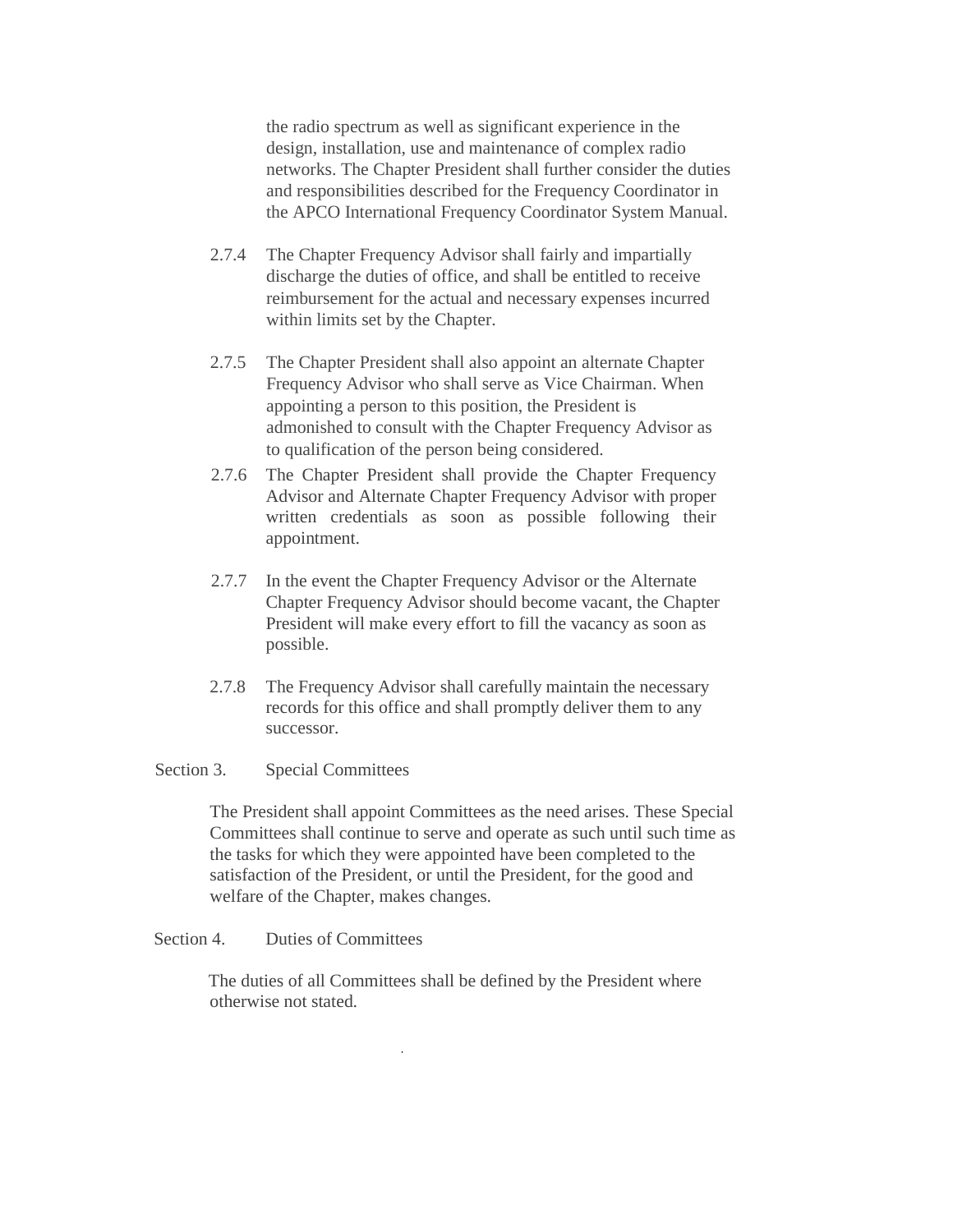the radio spectrum as well as significant experience in the design, installation, use and maintenance of complex radio networks. The Chapter President shall further consider the duties and responsibilities described for the Frequency Coordinator in the APCO International Frequency Coordinator System Manual.

2.7.4 The Chapter Frequency Advisor shall fairly and impartially discharge the duties of office, and shall be entitled to receive reimbursement for the actual and necessary expenses incurred within limits set by the Chapter.

2.7.5 The Chapter President shall also appoint an alternate Chapter Frequency Advisor who shall serve as Vice Chairman. When appointing a person to this position, the President is admonished to consult with the Chapter Frequency Advisor as to qualification of the person being considered.

2.7.6 The Chapter President shall provide the Chapter Frequency Advisor and Alternate Chapter Frequency Advisor with proper written credentials as soon as possible following their appointment.

2.7.7 In the event the Chapter Frequency Advisor or the Alternate Chapter Frequency Advisor should become vacant, the Chapter President will make every effort to fill the vacancy as soon as possible.

2.7.8 The Frequency Advisor shall carefully maintain the necessary records for this office and shall promptly deliver them to any successor.

Section 3. Special Committees

The President shall appoint Committees as the need arises. These Special Committees shall continue to serve and operate as such until such time as the tasks for which they were appointed have been completed to the satisfaction of the President, or until the President, for the good and welfare of the Chapter, makes changes.

Section 4. Duties of Committees

The duties of all Committees shall be defined by the President where otherwise not stated.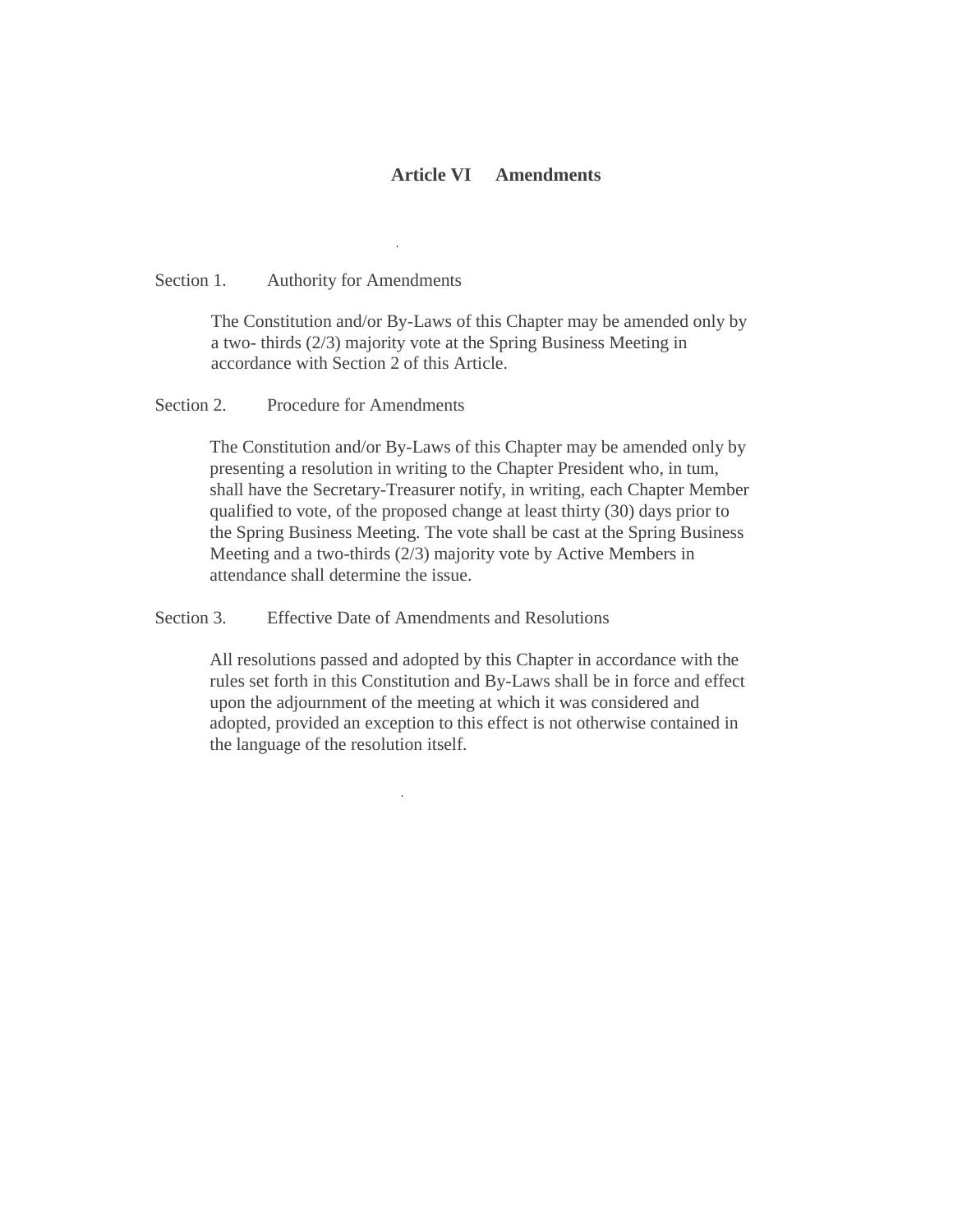## Article VI Amendments

Section 1. Authority for Amendments

The Constitution and/or By-Laws of this Chapter may be amended only by a two- thirds (2/3) majority vote at the Spring Business Meeting in accordance with Section 2 of this Article.

Section 2. Procedure for Amendments

The Constitution and/or By-Laws of this Chapter may be amended only by presenting a resolution in writing to the Chapter President who, in tum, shall have the Secretary-Treasurer notify, in writing, each Chapter Member qualified to vote, of the proposed change at least thirty (30) days prior to the Spring Business Meeting. The vote shall be cast at the Spring Business Meeting and a two-thirds (2/3) majority vote by Active Members in attendance shall determine the issue.

Section 3. Effective Date of Amendments and Resolutions

All resolutions passed and adopted by this Chapter in accordance with the rules set forth in this Constitution and By-Laws shall be in force and effect upon the adjournment of the meeting at which it was considered and adopted, provided an exception to this effect is not otherwise contained in the language of the resolution itself.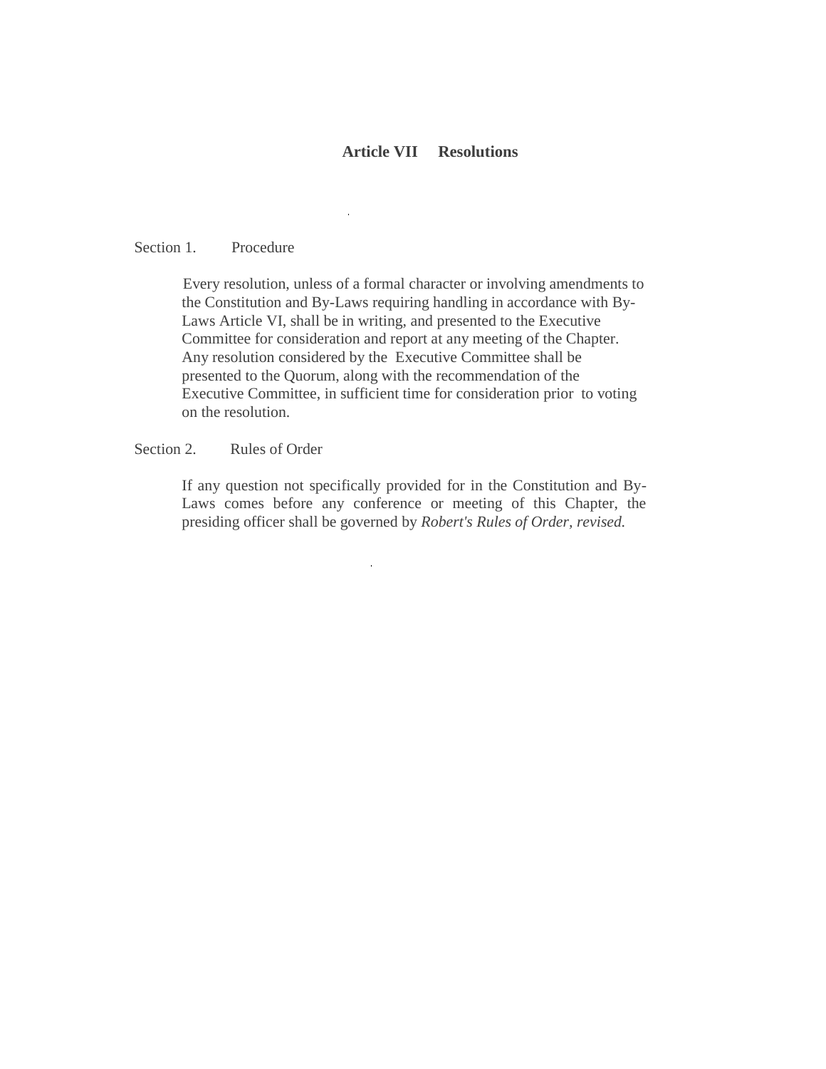## Article VII Resolutions

Section 1. Procedure

Every resolution, unless of a formal character or involving amendments to the Constitution and By-Laws requiring handling in accordance with By-Laws Article VI, shall be in writing, and presented to the Executive Committee for consideration and report at any meeting of the Chapter. Any resolution considered by the Executive Committee shall be presented to the Quorum, along with the recommendation of the Executive Committee, in sufficient time for consideration prior to voting on the resolution.

Section 2. Rules of Order

If any question not specifically provided for in the Constitution and By-Laws comes before any conference or meeting of this Chapter, the presiding officer shall be governed by *Robert's Rules of Order, revised.*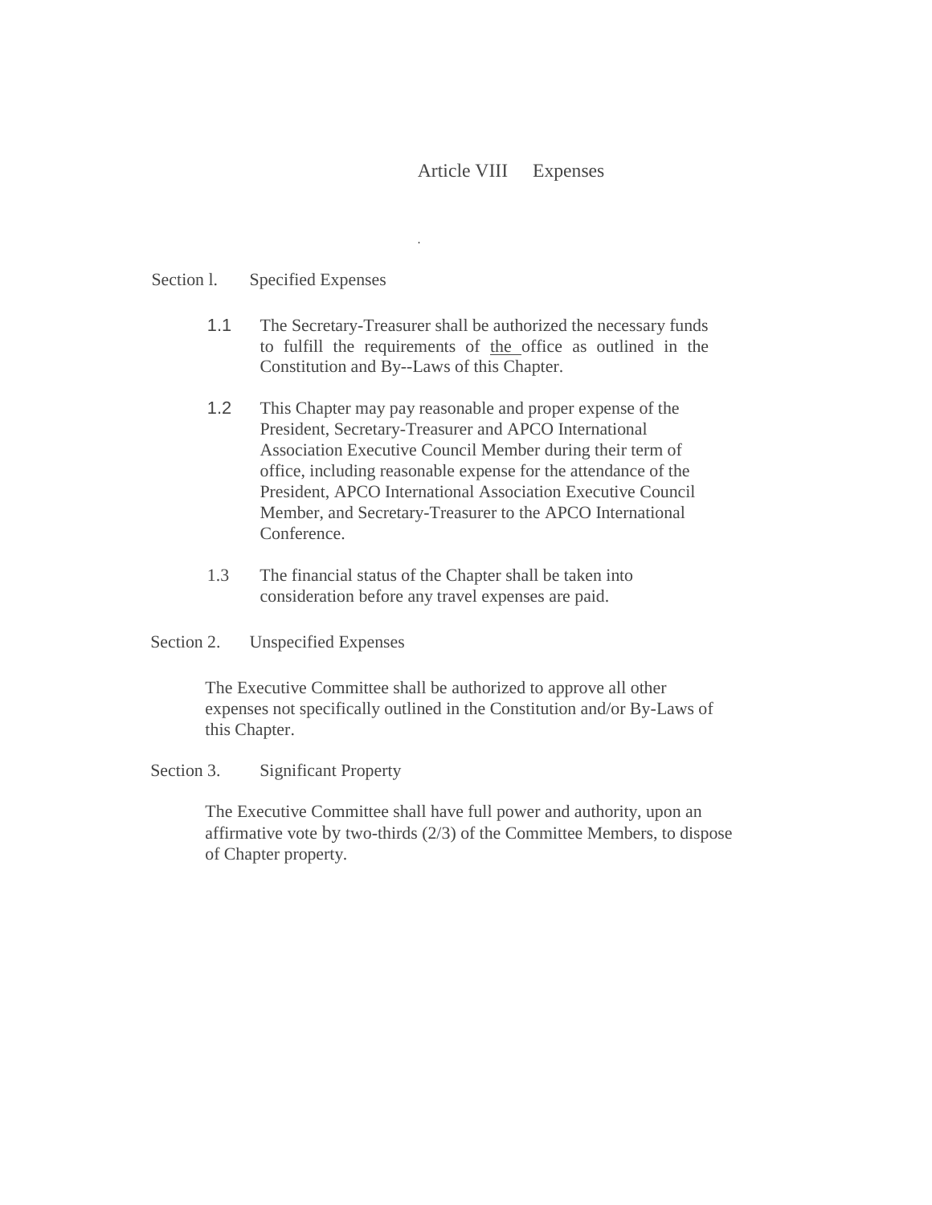# Article VIII Expenses

## Section l. Specified Expenses

1.1 The Secretary-Treasurer shall be authorized the necessary funds to fulfill the requirements of the office as outlined in the Constitution and By--Laws of this Chapter.

1.2 This Chapter may pay reasonable and proper expense of the President, Secretary-Treasurer and APCO International Association Executive Council Member during their term of office, including reasonable expense for the attendance of the President, APCO International Association Executive Council Member, and Secretary-Treasurer to the APCO International Conference.

1.3 The financial status of the Chapter shall be taken into consideration before any travel expenses are paid.

## Section 2. Unspecified Expenses

The Executive Committee shall be authorized to approve all other expenses not specifically outlined in the Constitution and/or By-Laws of this Chapter.

## Section 3. Significant Property

The Executive Committee shall have full power and authority, upon an affirmative vote by two-thirds (2/3) of the Committee Members, to dispose of Chapter property.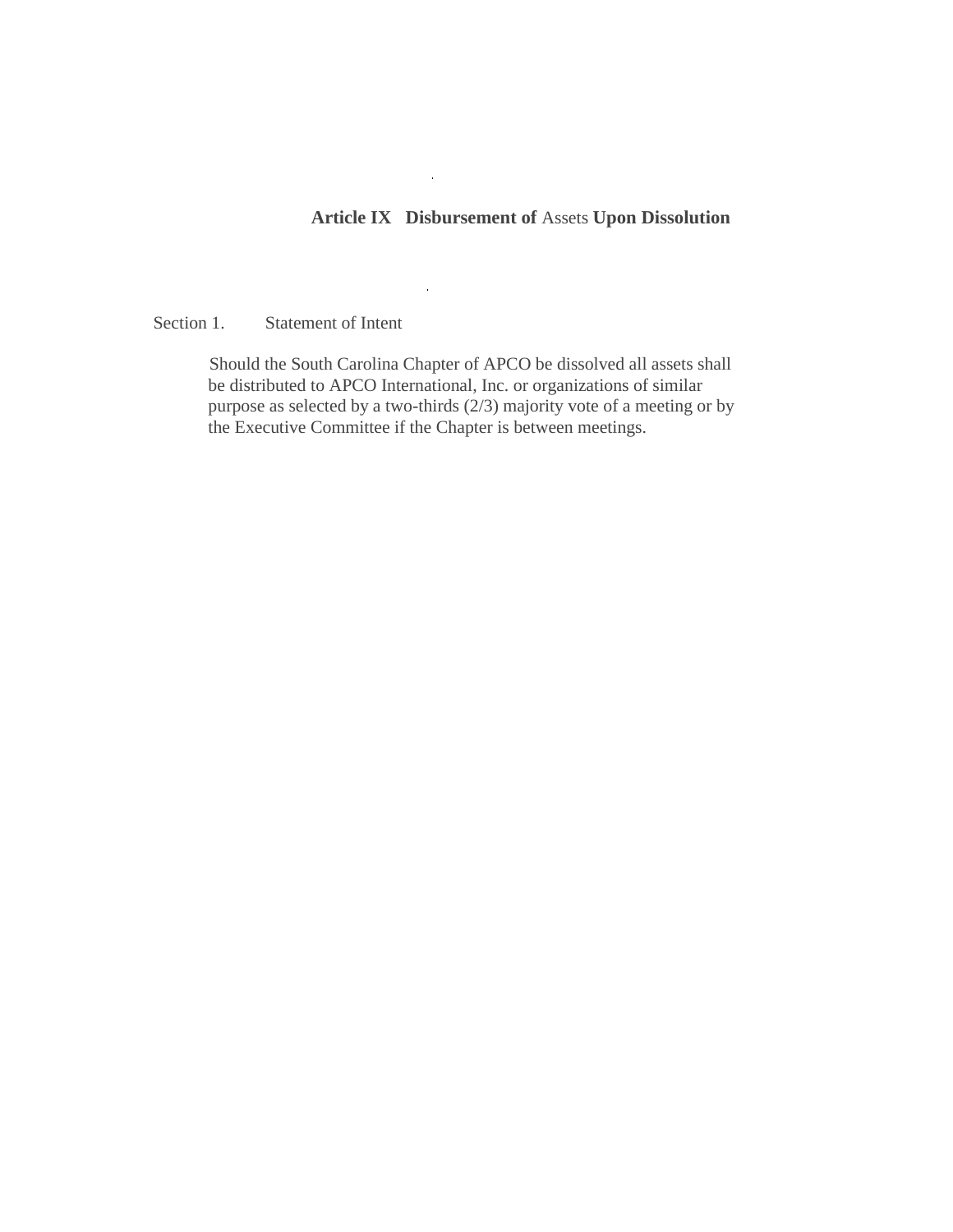## **Article IX Disbursement of** Assets **Upon Dissolution**

Section 1. Statement of Intent

Should the South Carolina Chapter of APCO be dissolved all assets shall be distributed to APCO International, Inc. or organizations of similar purpose as selected by a two-thirds (2/3) majority vote of a meeting or by the Executive Committee if the Chapter is between meetings.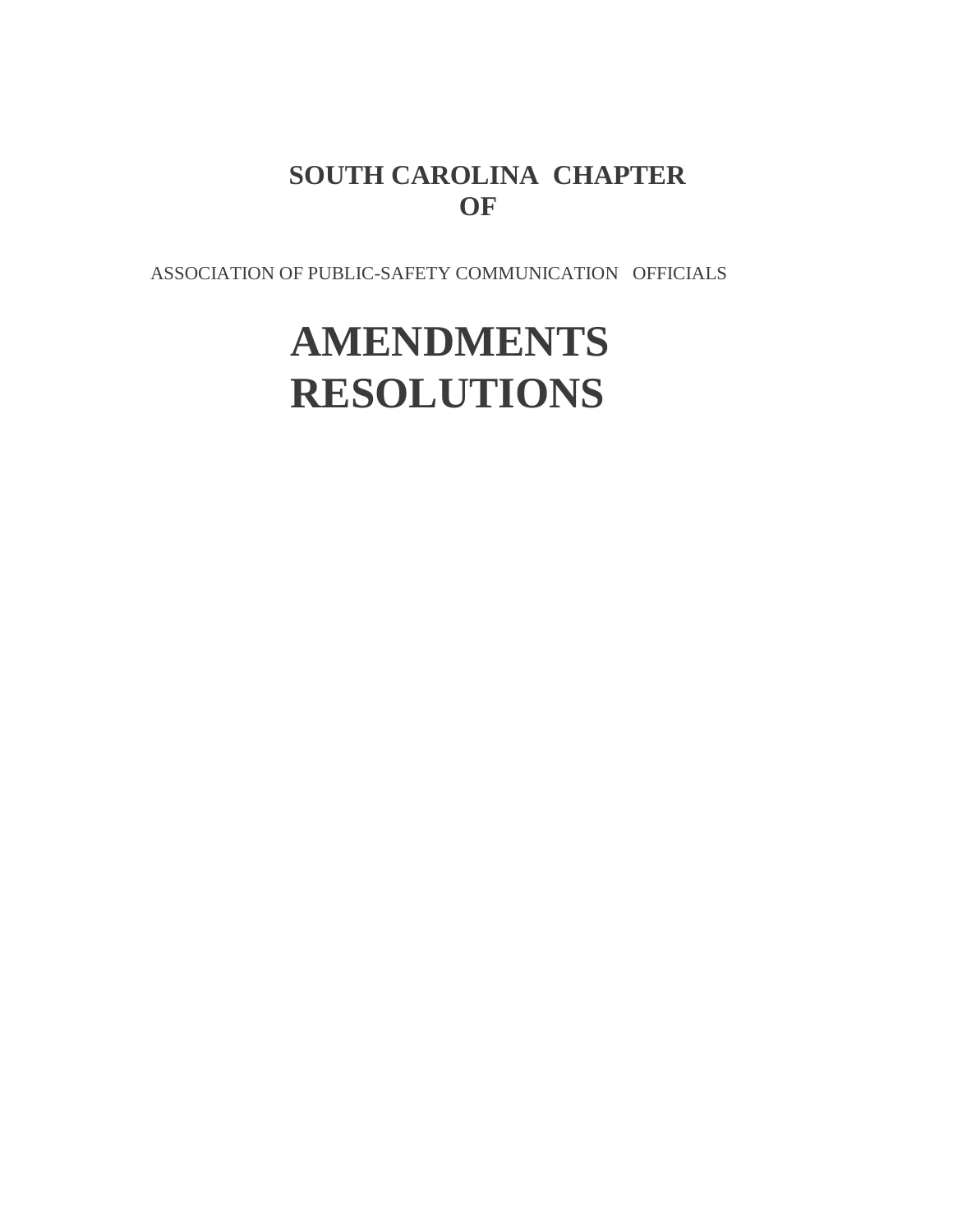**SOUTH CAROLINA CHAPTER OF**

ASSOCIATION OF PUBLIC-SAFETY COMMUNICATION OFFICIALS

# AMENDMENTS RESOLUTIONS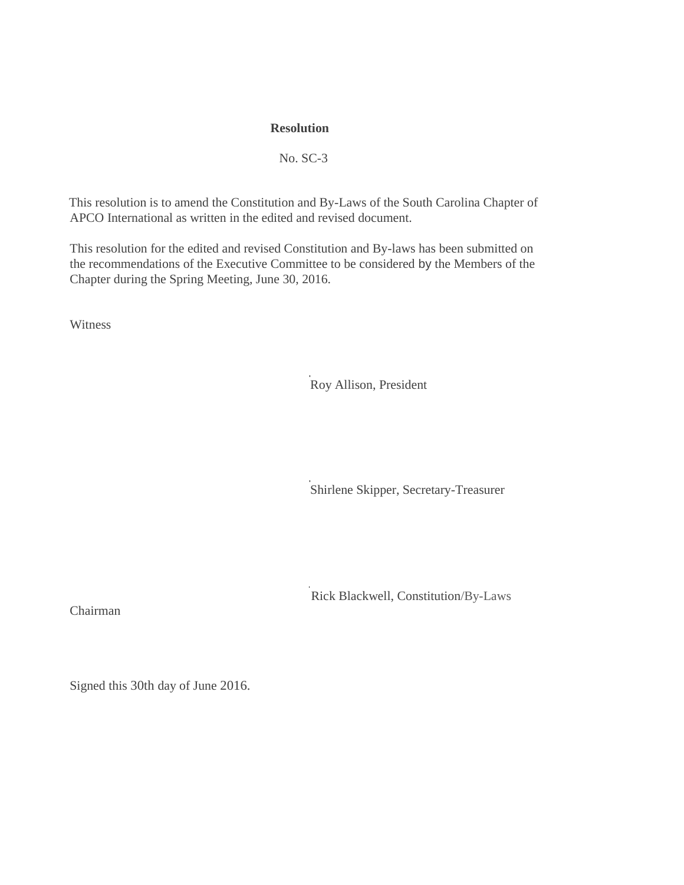**Resolution**

No. SC-3

This resolution is to amend the Constitution and By-Laws of the South Carolina Chapter of APCO International as written in the edited and revised document.

This resolution for the edited and revised Constitution and By-laws has been submitted on the recommendations of the Executive Committee to be considered by the Members of the Chapter during the Spring Meeting, June 30, 2016.

Witness

Roy Allison, President

Shirlene Skipper, Secretary-Treasurer

Rick Blackwell, Constitution/By-Laws Chairman

Signed this 30th day of June 2016.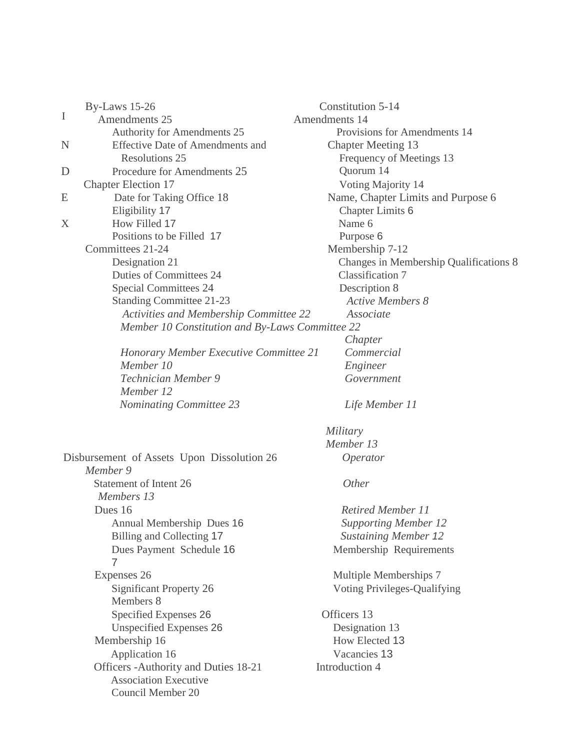# INDEX

- By-Laws 15-26
  - Amendments 25
    - Authority for Amendments 25
    - Effective Date of Amendments and Resolutions 25
    - Procedure for Amendments 25
  - Chapter Election 17
    - Date for Taking Office 18
    - Eligibility 17
    - How Filled 17
    - Positions to be Filled 17
  - Committees 21-24
    - Designation 21
    - Duties of Committees 24
    - Special Committees 24
    - Standing Committee 21-23
      - *Activities and Membership Committee 22*
      - *Constitution and By-Laws Committee 22*
      - *Executive Committee 21*
      - *Nominating Committee 23*
  - Disbursement of Assets Upon Dissolution 26
    - Statement of Intent 26
  - Dues 16
    - Annual Membership Dues 16
    - Billing and Collecting 17
    - Dues Payment Schedule 16
  - Expenses 26
    - Significant Property 26
    - Specified Expenses 26
    - Unspecified Expenses 26
  - Membership 16
    - Application 16
  - Officers -Authority and Duties 18-21
    - Association Executive Council Member 20

- Constitution 5-14
  - Amendments 14
    - Provisions for Amendments 14
  - Chapter Meeting 13
    - Frequency of Meetings 13
    - Quorum 14
    - Voting Majority 14
  - Name, Chapter Limits and Purpose 6
    - Chapter Limits 6
    - Name 6
    - Purpose 6
  - Membership 7-12
    - Changes in Membership Qualifications 8
    - Classification 7
    - Description 8
      - *Active Members 8*
      - *Associate Member 10*
      - *Chapter Honorary Member*
      - *Commercial Member 10*
      - *Engineer Technician Member 9*
      - *Government Member 12*
      - *Life Member 11*
      - *Military Member 13*
      - *Operator Member 9*
      - *Other Members 13*
      - *Retired Member 11*
      - *Supporting Member 12*
      - *Sustaining Member 12*
    - Membership Requirements 7
    - Multiple Memberships 7
    - Voting Privileges-Qualifying Members 8
  - Officers 13
    - Designation 13
    - How Elected 13
    - Vacancies 13
  - Introduction 4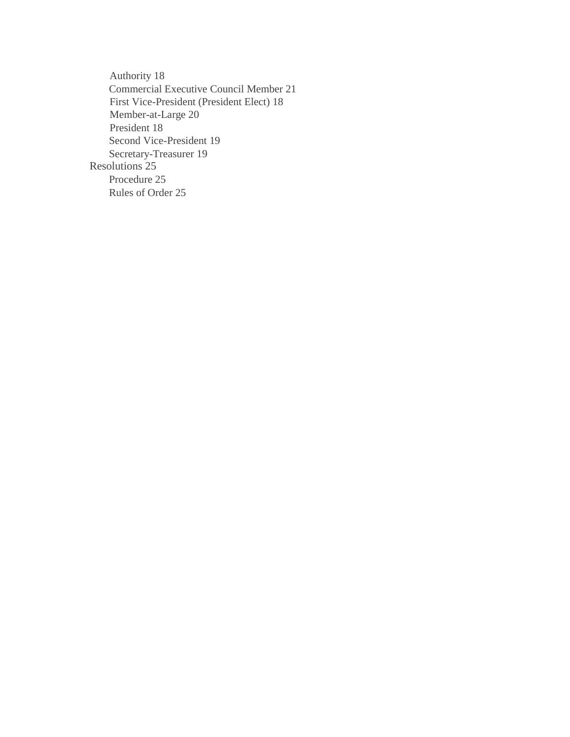- Authority 18
- Commercial Executive Council Member 21
- First Vice-President (President Elect) 18
- Member-at-Large 20
- President 18
- Second Vice-President 19
- Secretary-Treasurer 19

Resolutions 25

- Procedure 25
- Rules of Order 25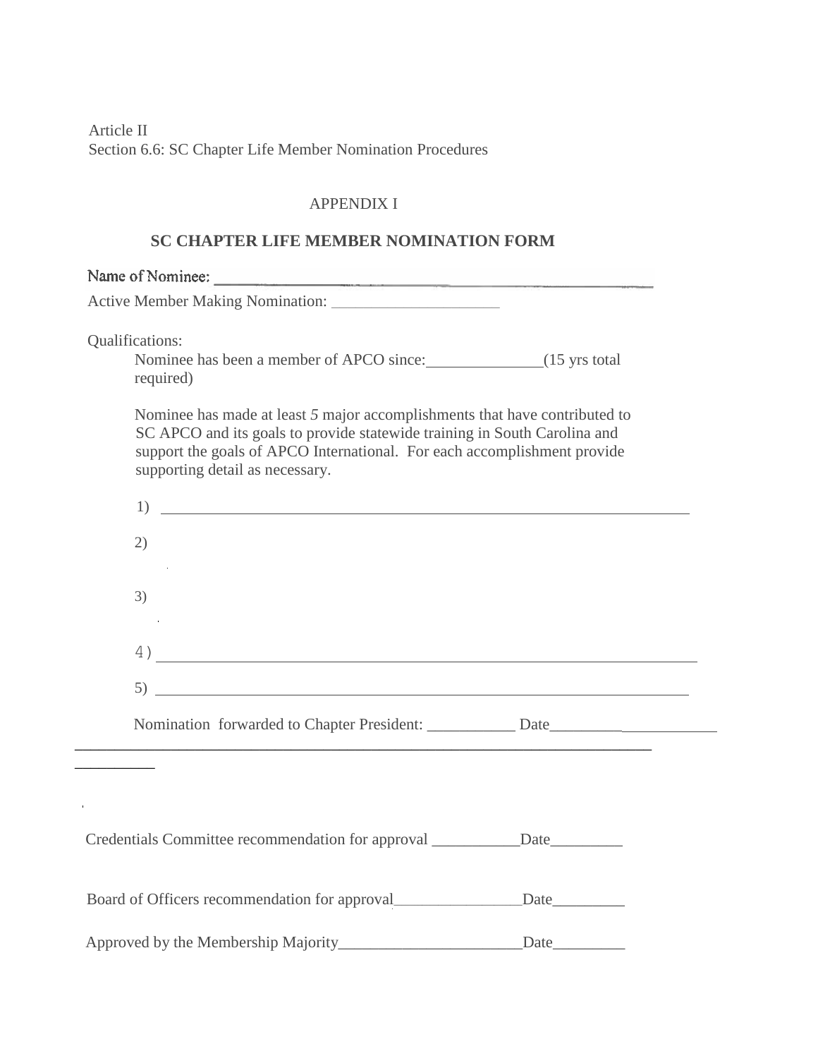Article II
Section 6.6: SC Chapter Life Member Nomination Procedures

APPENDIX I

## SC CHAPTER LIFE MEMBER NOMINATION FORM

Name of Nominee: ______________________________________________

Active Member Making Nomination: _____________________

Qualifications:

Nominee has been a member of APCO since:______________(15 yrs total required)

Nominee has made at least *5* major accomplishments that have contributed to SC APCO and its goals to provide statewide training in South Carolina and support the goals of APCO International. For each accomplishment provide supporting detail as necessary.

1) ____________________________________________________________________

2)

3)

4) ____________________________________________________________________

5) ____________________________________________________________________

Nomination forwarded to Chapter President: ___________ Date_____________________

Credentials Committee recommendation for approval ___________Date_________

Board of Officers recommendation for approval________________Date_________

Approved by the Membership Majority______________________Date_________